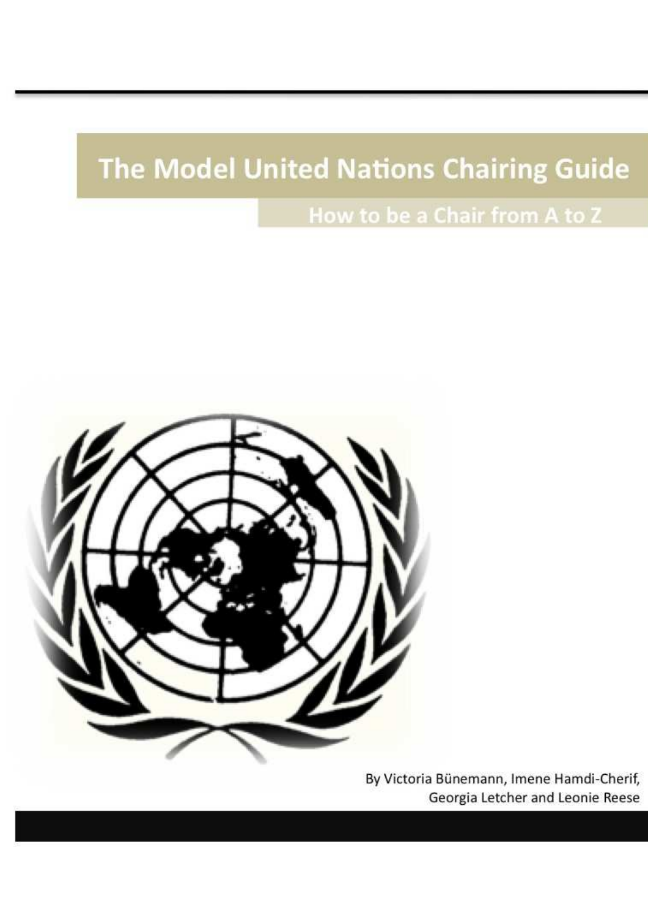# The Model United Nations Chairing Guide

## How to be a Chair from A to Z

By Victoria Bünemann, Imene Hamdi-Cherif, Georgia Letcher and Leonie Reese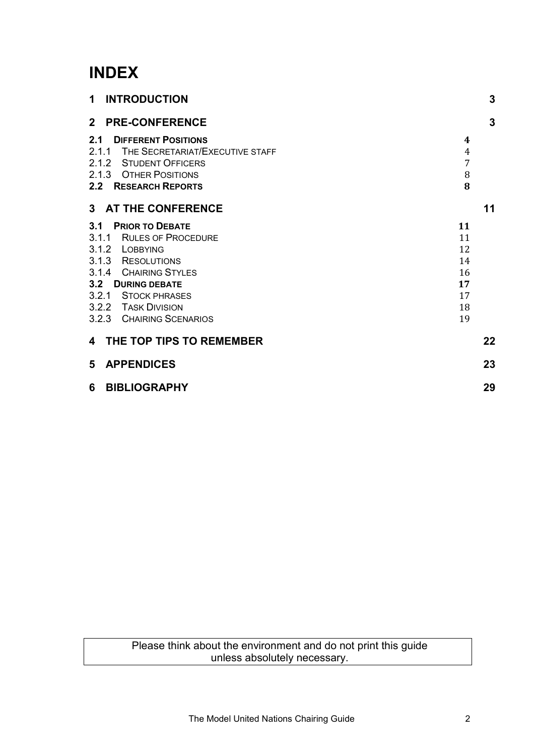# INDEX

| | |
|---|---|
| **1 INTRODUCTION** | **3** |
| **2 PRE-CONFERENCE** | **3** |
| **2.1 DIFFERENT POSITIONS** | **4** |
| 2.1.1 THE SECRETARIAT/EXECUTIVE STAFF | 4 |
| 2.1.2 STUDENT OFFICERS | 7 |
| 2.1.3 OTHER POSITIONS | 8 |
| **2.2 RESEARCH REPORTS** | **8** |
| **3 AT THE CONFERENCE** | **11** |
| **3.1 PRIOR TO DEBATE** | **11** |
| 3.1.1 RULES OF PROCEDURE | 11 |
| 3.1.2 LOBBYING | 12 |
| 3.1.3 RESOLUTIONS | 14 |
| 3.1.4 CHAIRING STYLES | 16 |
| **3.2 DURING DEBATE** | **17** |
| 3.2.1 STOCK PHRASES | 17 |
| 3.2.2 TASK DIVISION | 18 |
| 3.2.3 CHAIRING SCENARIOS | 19 |
| **4 THE TOP TIPS TO REMEMBER** | **22** |
| **5 APPENDICES** | **23** |
| **6 BIBLIOGRAPHY** | **29** |

Please think about the environment and do not print this guide unless absolutely necessary.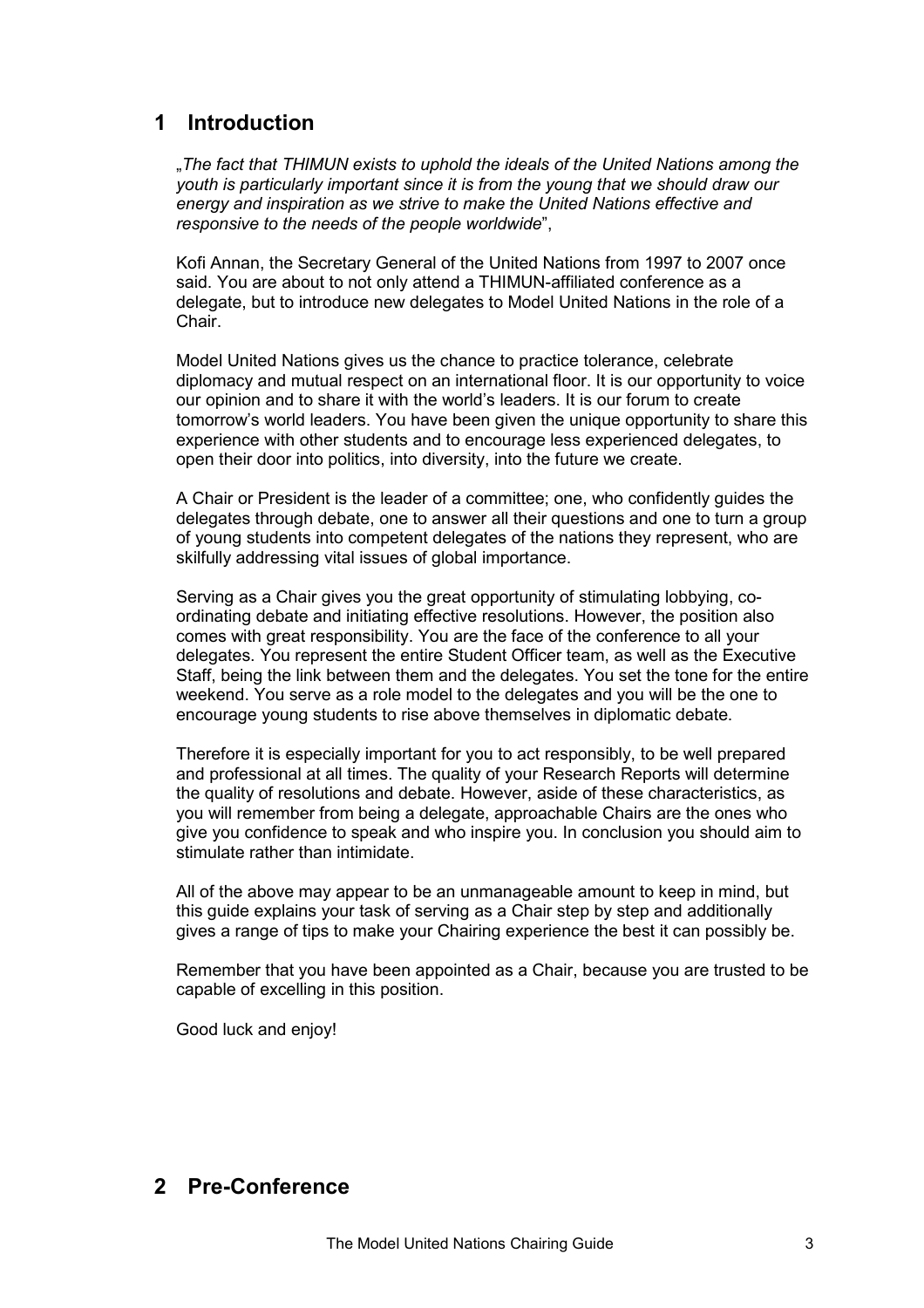## 1 Introduction

„*The fact that THIMUN exists to uphold the ideals of the United Nations among the youth is particularly important since it is from the young that we should draw our energy and inspiration as we strive to make the United Nations effective and responsive to the needs of the people worldwide*",

Kofi Annan, the Secretary General of the United Nations from 1997 to 2007 once said. You are about to not only attend a THIMUN-affiliated conference as a delegate, but to introduce new delegates to Model United Nations in the role of a Chair.

Model United Nations gives us the chance to practice tolerance, celebrate diplomacy and mutual respect on an international floor. It is our opportunity to voice our opinion and to share it with the world's leaders. It is our forum to create tomorrow's world leaders. You have been given the unique opportunity to share this experience with other students and to encourage less experienced delegates, to open their door into politics, into diversity, into the future we create.

A Chair or President is the leader of a committee; one, who confidently guides the delegates through debate, one to answer all their questions and one to turn a group of young students into competent delegates of the nations they represent, who are skilfully addressing vital issues of global importance.

Serving as a Chair gives you the great opportunity of stimulating lobbying, co-ordinating debate and initiating effective resolutions. However, the position also comes with great responsibility. You are the face of the conference to all your delegates. You represent the entire Student Officer team, as well as the Executive Staff, being the link between them and the delegates. You set the tone for the entire weekend. You serve as a role model to the delegates and you will be the one to encourage young students to rise above themselves in diplomatic debate.

Therefore it is especially important for you to act responsibly, to be well prepared and professional at all times. The quality of your Research Reports will determine the quality of resolutions and debate. However, aside of these characteristics, as you will remember from being a delegate, approachable Chairs are the ones who give you confidence to speak and who inspire you. In conclusion you should aim to stimulate rather than intimidate.

All of the above may appear to be an unmanageable amount to keep in mind, but this guide explains your task of serving as a Chair step by step and additionally gives a range of tips to make your Chairing experience the best it can possibly be.

Remember that you have been appointed as a Chair, because you are trusted to be capable of excelling in this position.

Good luck and enjoy!

## 2 Pre-Conference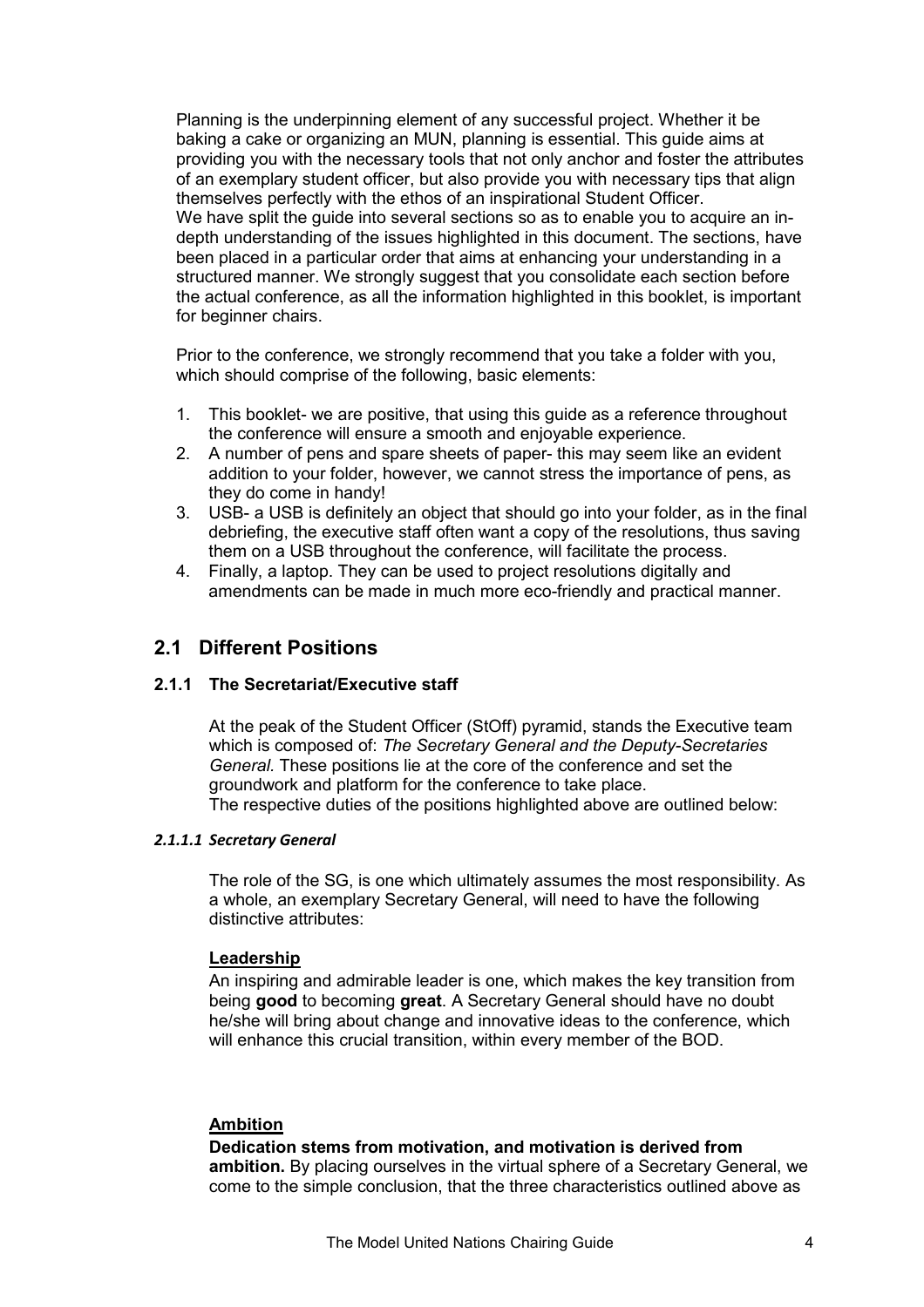Planning is the underpinning element of any successful project. Whether it be baking a cake or organizing an MUN, planning is essential. This guide aims at providing you with the necessary tools that not only anchor and foster the attributes of an exemplary student officer, but also provide you with necessary tips that align themselves perfectly with the ethos of an inspirational Student Officer.
We have split the guide into several sections so as to enable you to acquire an in-depth understanding of the issues highlighted in this document. The sections, have been placed in a particular order that aims at enhancing your understanding in a structured manner. We strongly suggest that you consolidate each section before the actual conference, as all the information highlighted in this booklet, is important for beginner chairs.

Prior to the conference, we strongly recommend that you take a folder with you, which should comprise of the following, basic elements:

1. This booklet- we are positive, that using this guide as a reference throughout the conference will ensure a smooth and enjoyable experience.
2. A number of pens and spare sheets of paper- this may seem like an evident addition to your folder, however, we cannot stress the importance of pens, as they do come in handy!
3. USB- a USB is definitely an object that should go into your folder, as in the final debriefing, the executive staff often want a copy of the resolutions, thus saving them on a USB throughout the conference, will facilitate the process.
4. Finally, a laptop. They can be used to project resolutions digitally and amendments can be made in much more eco-friendly and practical manner.

## 2.1 Different Positions

### 2.1.1 The Secretariat/Executive staff

At the peak of the Student Officer (StOff) pyramid, stands the Executive team which is composed of: *The Secretary General and the Deputy-Secretaries General.* These positions lie at the core of the conference and set the groundwork and platform for the conference to take place.
The respective duties of the positions highlighted above are outlined below:

#### *2.1.1.1 Secretary General*

The role of the SG, is one which ultimately assumes the most responsibility. As a whole, an exemplary Secretary General, will need to have the following distinctive attributes:

**Leadership**

An inspiring and admirable leader is one, which makes the key transition from being **good** to becoming **great**. A Secretary General should have no doubt he/she will bring about change and innovative ideas to the conference, which will enhance this crucial transition, within every member of the BOD.

**Ambition**

**Dedication stems from motivation, and motivation is derived from ambition.** By placing ourselves in the virtual sphere of a Secretary General, we come to the simple conclusion, that the three characteristics outlined above as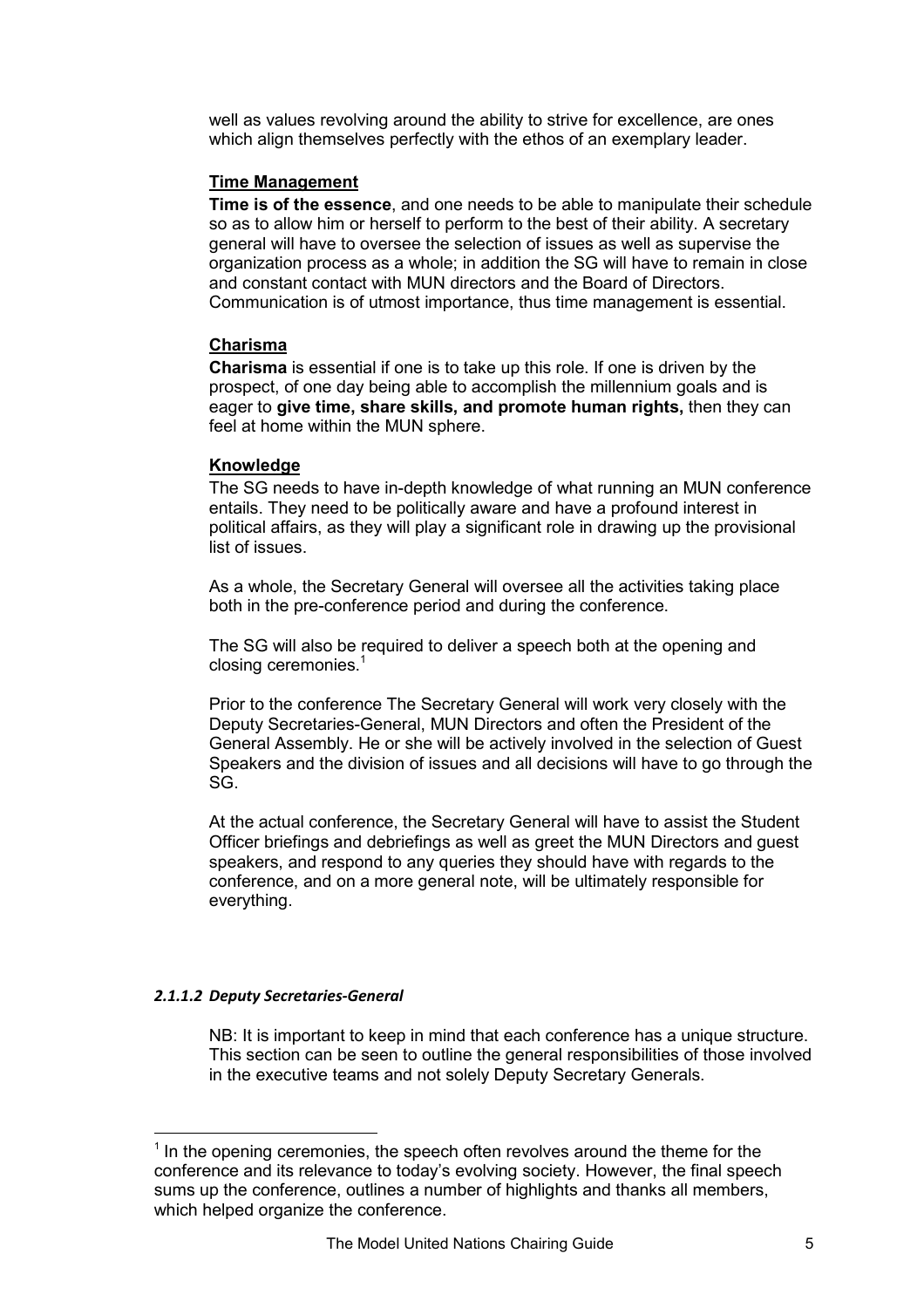well as values revolving around the ability to strive for excellence, are ones which align themselves perfectly with the ethos of an exemplary leader.

**Time Management**

**Time is of the essence**, and one needs to be able to manipulate their schedule so as to allow him or herself to perform to the best of their ability. A secretary general will have to oversee the selection of issues as well as supervise the organization process as a whole; in addition the SG will have to remain in close and constant contact with MUN directors and the Board of Directors. Communication is of utmost importance, thus time management is essential.

**Charisma**

**Charisma** is essential if one is to take up this role. If one is driven by the prospect, of one day being able to accomplish the millennium goals and is eager to **give time, share skills, and promote human rights,** then they can feel at home within the MUN sphere.

**Knowledge**

The SG needs to have in-depth knowledge of what running an MUN conference entails. They need to be politically aware and have a profound interest in political affairs, as they will play a significant role in drawing up the provisional list of issues.

As a whole, the Secretary General will oversee all the activities taking place both in the pre-conference period and during the conference.

The SG will also be required to deliver a speech both at the opening and closing ceremonies.[1]

Prior to the conference The Secretary General will work very closely with the Deputy Secretaries-General, MUN Directors and often the President of the General Assembly. He or she will be actively involved in the selection of Guest Speakers and the division of issues and all decisions will have to go through the SG.

At the actual conference, the Secretary General will have to assist the Student Officer briefings and debriefings as well as greet the MUN Directors and guest speakers, and respond to any queries they should have with regards to the conference, and on a more general note, will be ultimately responsible for everything.

#### *2.1.1.2 Deputy Secretaries-General*

NB: It is important to keep in mind that each conference has a unique structure. This section can be seen to outline the general responsibilities of those involved in the executive teams and not solely Deputy Secretary Generals.

---

[1] In the opening ceremonies, the speech often revolves around the theme for the conference and its relevance to today's evolving society. However, the final speech sums up the conference, outlines a number of highlights and thanks all members, which helped organize the conference.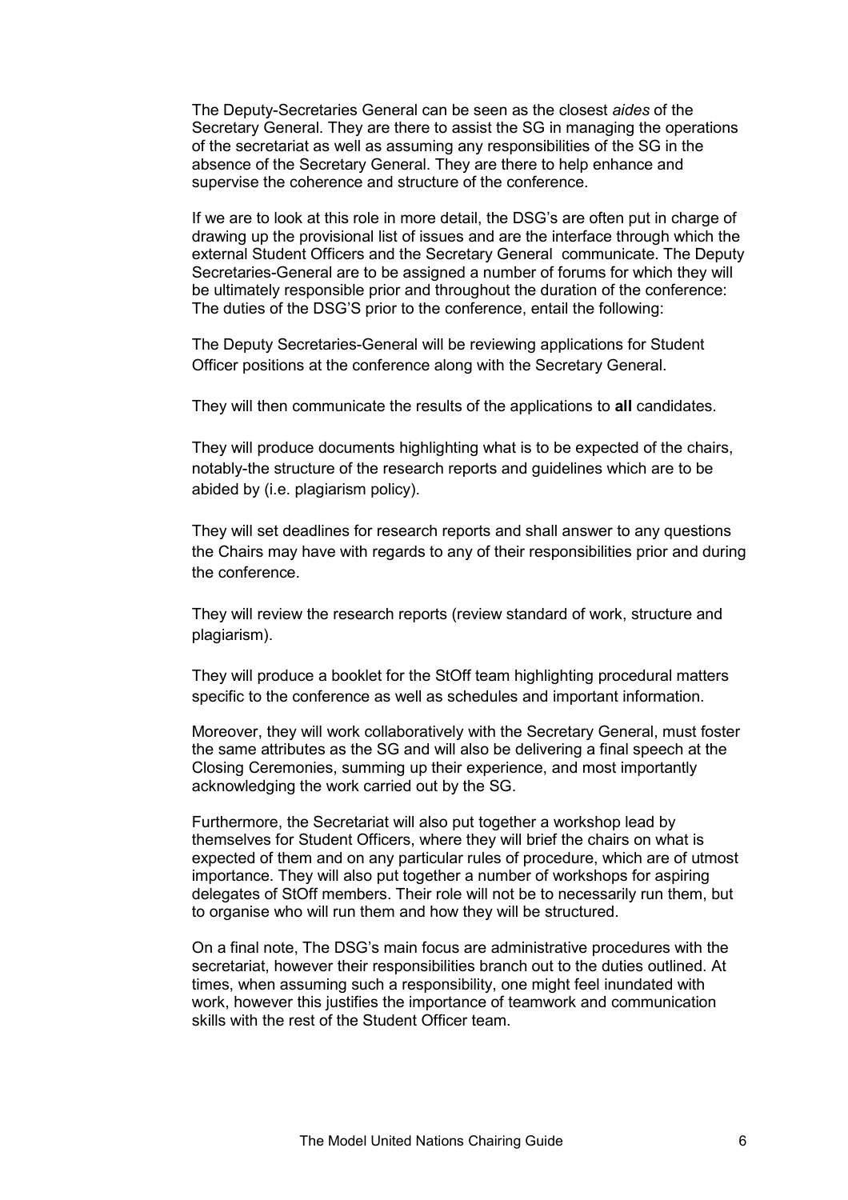The Deputy-Secretaries General can be seen as the closest *aides* of the Secretary General. They are there to assist the SG in managing the operations of the secretariat as well as assuming any responsibilities of the SG in the absence of the Secretary General. They are there to help enhance and supervise the coherence and structure of the conference.

If we are to look at this role in more detail, the DSG's are often put in charge of drawing up the provisional list of issues and are the interface through which the external Student Officers and the Secretary General communicate. The Deputy Secretaries-General are to be assigned a number of forums for which they will be ultimately responsible prior and throughout the duration of the conference: The duties of the DSG'S prior to the conference, entail the following:

The Deputy Secretaries-General will be reviewing applications for Student Officer positions at the conference along with the Secretary General.

They will then communicate the results of the applications to **all** candidates.

They will produce documents highlighting what is to be expected of the chairs, notably-the structure of the research reports and guidelines which are to be abided by (i.e. plagiarism policy).

They will set deadlines for research reports and shall answer to any questions the Chairs may have with regards to any of their responsibilities prior and during the conference.

They will review the research reports (review standard of work, structure and plagiarism).

They will produce a booklet for the StOff team highlighting procedural matters specific to the conference as well as schedules and important information.

Moreover, they will work collaboratively with the Secretary General, must foster the same attributes as the SG and will also be delivering a final speech at the Closing Ceremonies, summing up their experience, and most importantly acknowledging the work carried out by the SG.

Furthermore, the Secretariat will also put together a workshop lead by themselves for Student Officers, where they will brief the chairs on what is expected of them and on any particular rules of procedure, which are of utmost importance. They will also put together a number of workshops for aspiring delegates of StOff members. Their role will not be to necessarily run them, but to organise who will run them and how they will be structured.

On a final note, The DSG's main focus are administrative procedures with the secretariat, however their responsibilities branch out to the duties outlined. At times, when assuming such a responsibility, one might feel inundated with work, however this justifies the importance of teamwork and communication skills with the rest of the Student Officer team.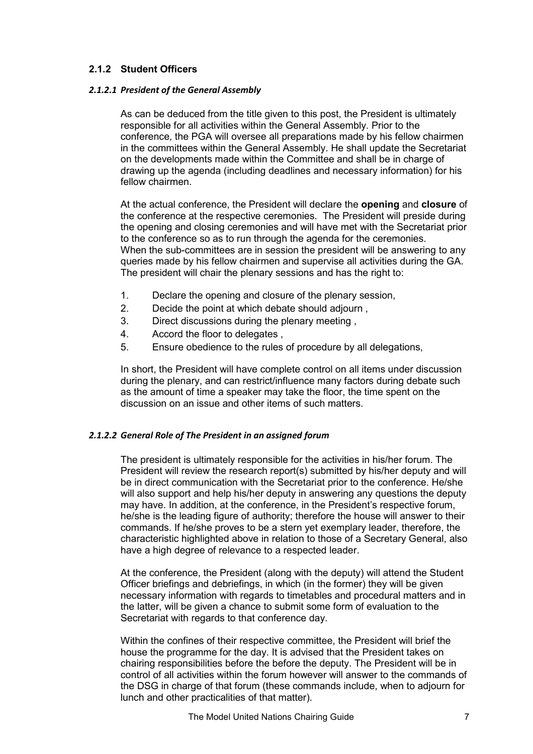### 2.1.2 Student Officers

#### *2.1.2.1 President of the General Assembly*

As can be deduced from the title given to this post, the President is ultimately responsible for all activities within the General Assembly. Prior to the conference, the PGA will oversee all preparations made by his fellow chairmen in the committees within the General Assembly. He shall update the Secretariat on the developments made within the Committee and shall be in charge of drawing up the agenda (including deadlines and necessary information) for his fellow chairmen.

At the actual conference, the President will declare the **opening** and **closure** of the conference at the respective ceremonies. The President will preside during the opening and closing ceremonies and will have met with the Secretariat prior to the conference so as to run through the agenda for the ceremonies. When the sub-committees are in session the president will be answering to any queries made by his fellow chairmen and supervise all activities during the GA. The president will chair the plenary sessions and has the right to:

1. Declare the opening and closure of the plenary session,
2. Decide the point at which debate should adjourn ,
3. Direct discussions during the plenary meeting ,
4. Accord the floor to delegates ,
5. Ensure obedience to the rules of procedure by all delegations,

In short, the President will have complete control on all items under discussion during the plenary, and can restrict/influence many factors during debate such as the amount of time a speaker may take the floor, the time spent on the discussion on an issue and other items of such matters.

#### *2.1.2.2 General Role of The President in an assigned forum*

The president is ultimately responsible for the activities in his/her forum. The President will review the research report(s) submitted by his/her deputy and will be in direct communication with the Secretariat prior to the conference. He/she will also support and help his/her deputy in answering any questions the deputy may have. In addition, at the conference, in the President's respective forum, he/she is the leading figure of authority; therefore the house will answer to their commands. If he/she proves to be a stern yet exemplary leader, therefore, the characteristic highlighted above in relation to those of a Secretary General, also have a high degree of relevance to a respected leader.

At the conference, the President (along with the deputy) will attend the Student Officer briefings and debriefings, in which (in the former) they will be given necessary information with regards to timetables and procedural matters and in the latter, will be given a chance to submit some form of evaluation to the Secretariat with regards to that conference day.

Within the confines of their respective committee, the President will brief the house the programme for the day. It is advised that the President takes on chairing responsibilities before the before the deputy. The President will be in control of all activities within the forum however will answer to the commands of the DSG in charge of that forum (these commands include, when to adjourn for lunch and other practicalities of that matter).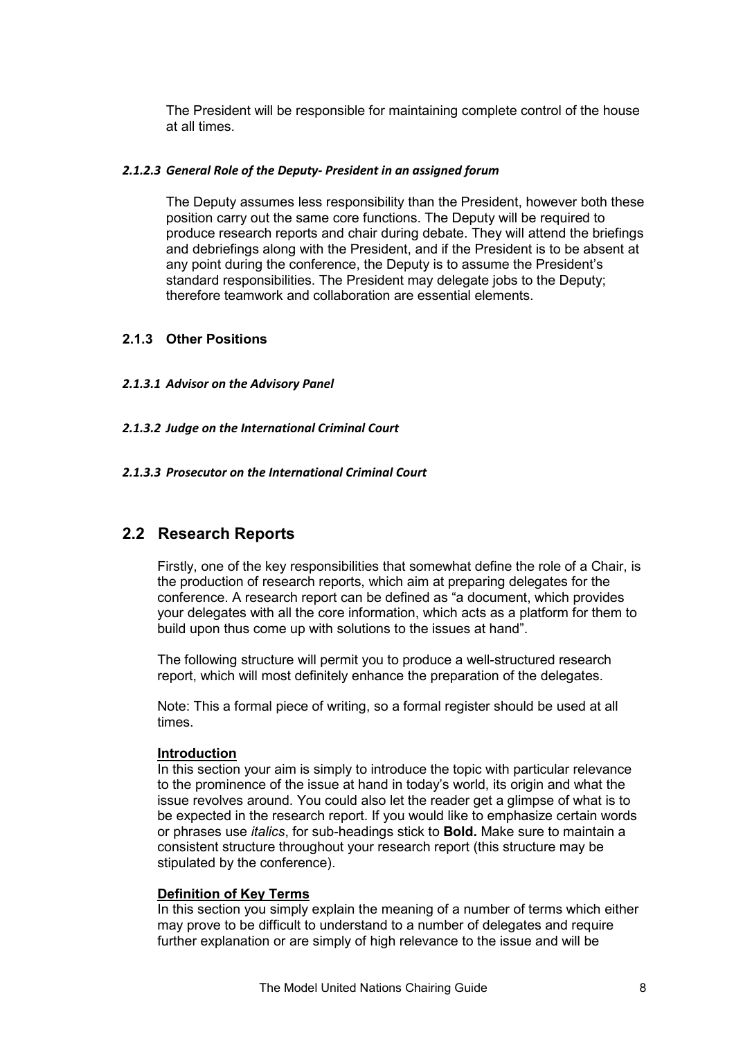The President will be responsible for maintaining complete control of the house at all times.

##### *2.1.2.3 General Role of the Deputy- President in an assigned forum*

The Deputy assumes less responsibility than the President, however both these position carry out the same core functions. The Deputy will be required to produce research reports and chair during debate. They will attend the briefings and debriefings along with the President, and if the President is to be absent at any point during the conference, the Deputy is to assume the President's standard responsibilities. The President may delegate jobs to the Deputy; therefore teamwork and collaboration are essential elements.

### 2.1.3 Other Positions

##### *2.1.3.1 Advisor on the Advisory Panel*

##### *2.1.3.2 Judge on the International Criminal Court*

##### *2.1.3.3 Prosecutor on the International Criminal Court*

## 2.2 Research Reports

Firstly, one of the key responsibilities that somewhat define the role of a Chair, is the production of research reports, which aim at preparing delegates for the conference. A research report can be defined as "a document, which provides your delegates with all the core information, which acts as a platform for them to build upon thus come up with solutions to the issues at hand".

The following structure will permit you to produce a well-structured research report, which will most definitely enhance the preparation of the delegates.

Note: This a formal piece of writing, so a formal register should be used at all times.

**Introduction**

In this section your aim is simply to introduce the topic with particular relevance to the prominence of the issue at hand in today's world, its origin and what the issue revolves around. You could also let the reader get a glimpse of what is to be expected in the research report. If you would like to emphasize certain words or phrases use *italics*, for sub-headings stick to **Bold.** Make sure to maintain a consistent structure throughout your research report (this structure may be stipulated by the conference).

**Definition of Key Terms**

In this section you simply explain the meaning of a number of terms which either may prove to be difficult to understand to a number of delegates and require further explanation or are simply of high relevance to the issue and will be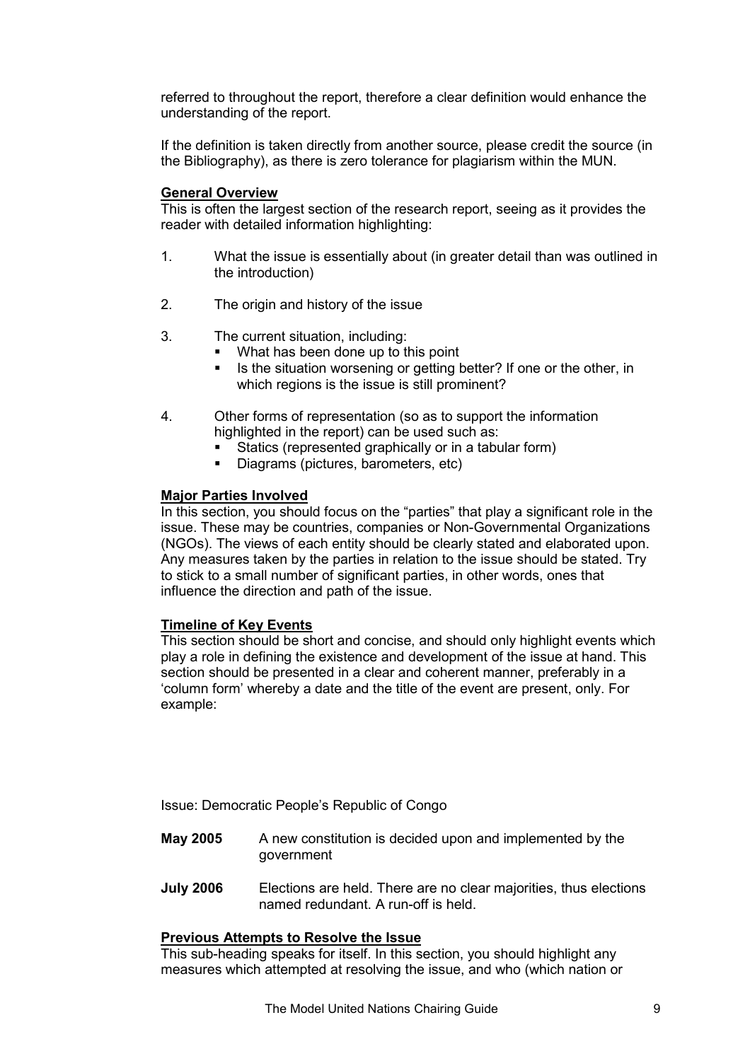referred to throughout the report, therefore a clear definition would enhance the understanding of the report.

If the definition is taken directly from another source, please credit the source (in the Bibliography), as there is zero tolerance for plagiarism within the MUN.

**General Overview**

This is often the largest section of the research report, seeing as it provides the reader with detailed information highlighting:

1. What the issue is essentially about (in greater detail than was outlined in the introduction)

2. The origin and history of the issue

3. The current situation, including:
   - What has been done up to this point
   - Is the situation worsening or getting better? If one or the other, in which regions is the issue is still prominent?

4. Other forms of representation (so as to support the information highlighted in the report) can be used such as:
   - Statics (represented graphically or in a tabular form)
   - Diagrams (pictures, barometers, etc)

**Major Parties Involved**

In this section, you should focus on the "parties" that play a significant role in the issue. These may be countries, companies or Non-Governmental Organizations (NGOs). The views of each entity should be clearly stated and elaborated upon. Any measures taken by the parties in relation to the issue should be stated. Try to stick to a small number of significant parties, in other words, ones that influence the direction and path of the issue.

**Timeline of Key Events**

This section should be short and concise, and should only highlight events which play a role in defining the existence and development of the issue at hand. This section should be presented in a clear and coherent manner, preferably in a 'column form' whereby a date and the title of the event are present, only. For example:

Issue: Democratic People's Republic of Congo

| | |
|---|---|
| **May 2005** | A new constitution is decided upon and implemented by the government |
| **July 2006** | Elections are held. There are no clear majorities, thus elections named redundant. A run-off is held. |

**Previous Attempts to Resolve the Issue**

This sub-heading speaks for itself. In this section, you should highlight any measures which attempted at resolving the issue, and who (which nation or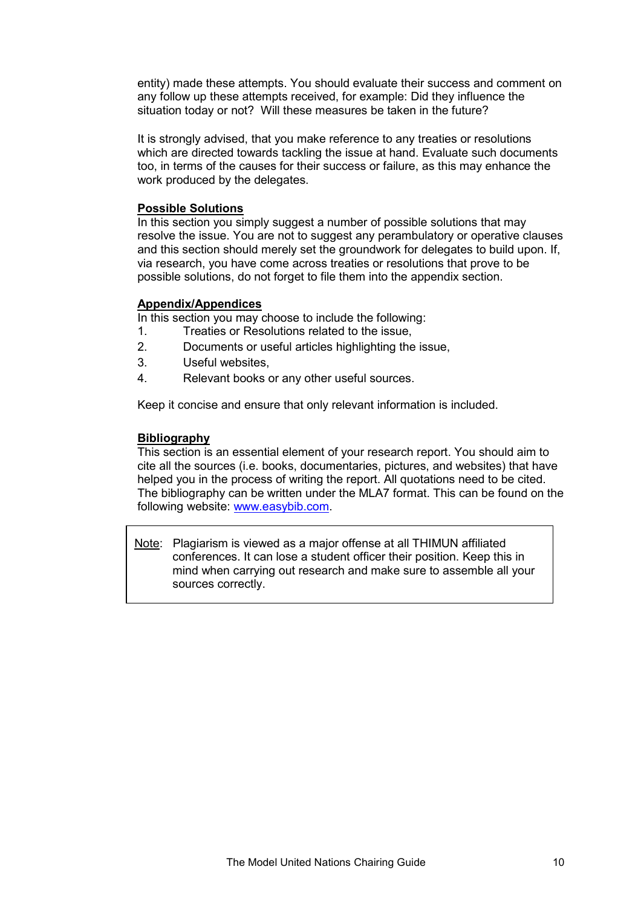entity) made these attempts. You should evaluate their success and comment on any follow up these attempts received, for example: Did they influence the situation today or not? Will these measures be taken in the future?

It is strongly advised, that you make reference to any treaties or resolutions which are directed towards tackling the issue at hand. Evaluate such documents too, in terms of the causes for their success or failure, as this may enhance the work produced by the delegates.

**Possible Solutions**

In this section you simply suggest a number of possible solutions that may resolve the issue. You are not to suggest any perambulatory or operative clauses and this section should merely set the groundwork for delegates to build upon. If, via research, you have come across treaties or resolutions that prove to be possible solutions, do not forget to file them into the appendix section.

**Appendix/Appendices**

In this section you may choose to include the following:

1. Treaties or Resolutions related to the issue,
2. Documents or useful articles highlighting the issue,
3. Useful websites,
4. Relevant books or any other useful sources.

Keep it concise and ensure that only relevant information is included.

**Bibliography**

This section is an essential element of your research report. You should aim to cite all the sources (i.e. books, documentaries, pictures, and websites) that have helped you in the process of writing the report. All quotations need to be cited. The bibliography can be written under the MLA7 format. This can be found on the following website: [www.easybib.com](http://www.easybib.com).

> Note: Plagiarism is viewed as a major offense at all THIMUN affiliated conferences. It can lose a student officer their position. Keep this in mind when carrying out research and make sure to assemble all your sources correctly.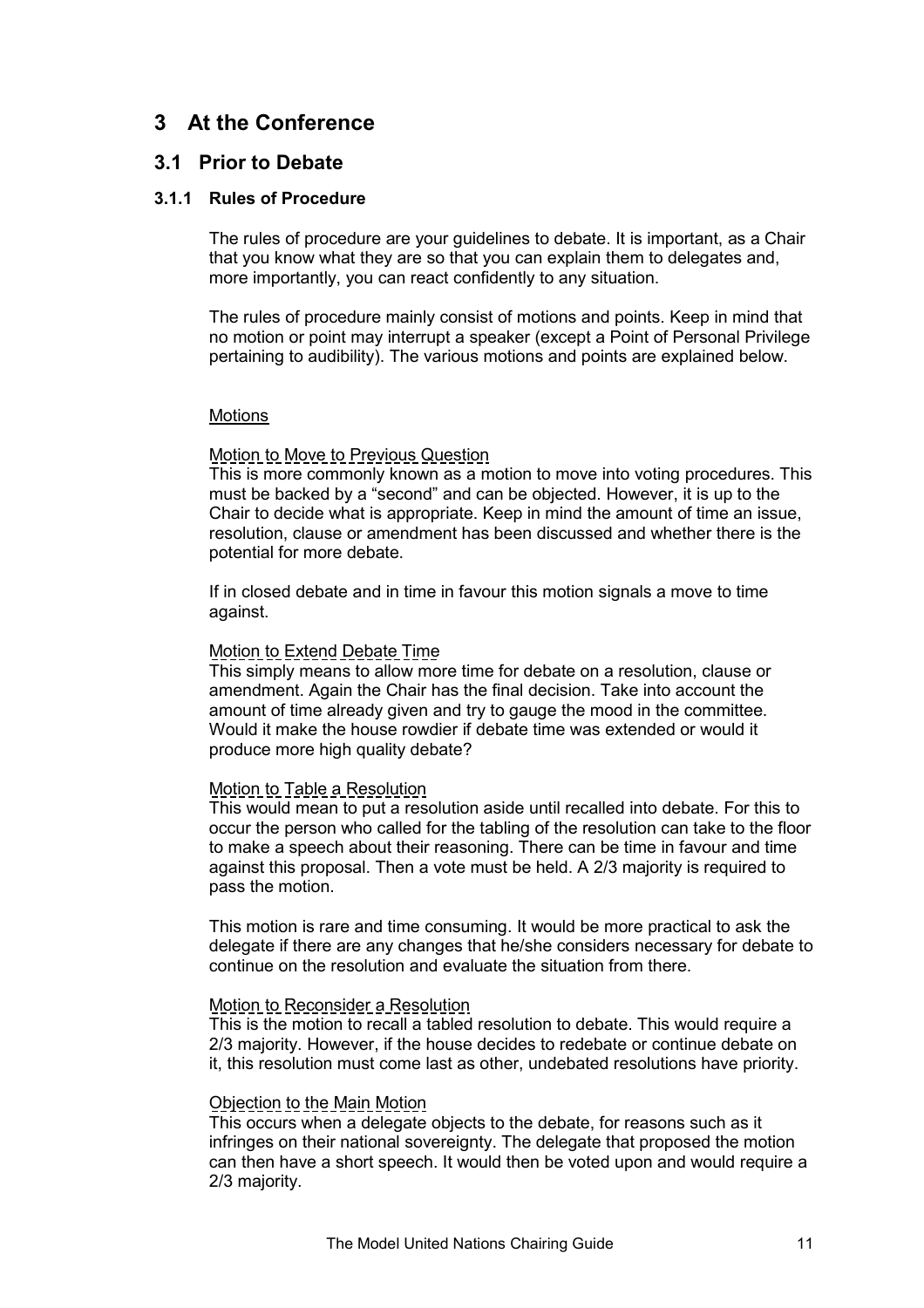# 3 At the Conference

## 3.1 Prior to Debate

### 3.1.1 Rules of Procedure

The rules of procedure are your guidelines to debate. It is important, as a Chair that you know what they are so that you can explain them to delegates and, more importantly, you can react confidently to any situation.

The rules of procedure mainly consist of motions and points. Keep in mind that no motion or point may interrupt a speaker (except a Point of Personal Privilege pertaining to audibility). The various motions and points are explained below.

Motions

Motion to Move to Previous Question
This is more commonly known as a motion to move into voting procedures. This must be backed by a "second" and can be objected. However, it is up to the Chair to decide what is appropriate. Keep in mind the amount of time an issue, resolution, clause or amendment has been discussed and whether there is the potential for more debate.

If in closed debate and in time in favour this motion signals a move to time against.

Motion to Extend Debate Time
This simply means to allow more time for debate on a resolution, clause or amendment. Again the Chair has the final decision. Take into account the amount of time already given and try to gauge the mood in the committee. Would it make the house rowdier if debate time was extended or would it produce more high quality debate?

Motion to Table a Resolution
This would mean to put a resolution aside until recalled into debate. For this to occur the person who called for the tabling of the resolution can take to the floor to make a speech about their reasoning. There can be time in favour and time against this proposal. Then a vote must be held. A 2/3 majority is required to pass the motion.

This motion is rare and time consuming. It would be more practical to ask the delegate if there are any changes that he/she considers necessary for debate to continue on the resolution and evaluate the situation from there.

Motion to Reconsider a Resolution
This is the motion to recall a tabled resolution to debate. This would require a 2/3 majority. However, if the house decides to redebate or continue debate on it, this resolution must come last as other, undebated resolutions have priority.

Objection to the Main Motion
This occurs when a delegate objects to the debate, for reasons such as it infringes on their national sovereignty. The delegate that proposed the motion can then have a short speech. It would then be voted upon and would require a 2/3 majority.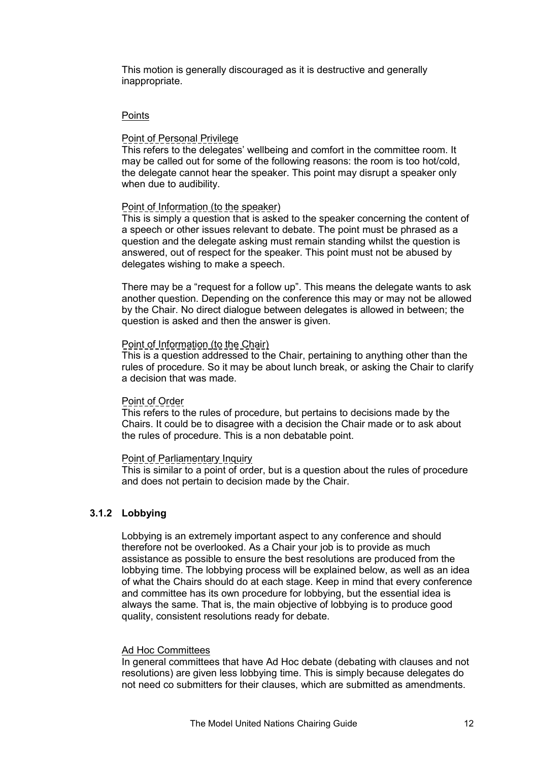This motion is generally discouraged as it is destructive and generally inappropriate.

Points

Point of Personal Privilege
This refers to the delegates' wellbeing and comfort in the committee room. It may be called out for some of the following reasons: the room is too hot/cold, the delegate cannot hear the speaker. This point may disrupt a speaker only when due to audibility.

Point of Information (to the speaker)
This is simply a question that is asked to the speaker concerning the content of a speech or other issues relevant to debate. The point must be phrased as a question and the delegate asking must remain standing whilst the question is answered, out of respect for the speaker. This point must not be abused by delegates wishing to make a speech.

There may be a "request for a follow up". This means the delegate wants to ask another question. Depending on the conference this may or may not be allowed by the Chair. No direct dialogue between delegates is allowed in between; the question is asked and then the answer is given.

Point of Information (to the Chair)
This is a question addressed to the Chair, pertaining to anything other than the rules of procedure. So it may be about lunch break, or asking the Chair to clarify a decision that was made.

Point of Order
This refers to the rules of procedure, but pertains to decisions made by the Chairs. It could be to disagree with a decision the Chair made or to ask about the rules of procedure. This is a non debatable point.

Point of Parliamentary Inquiry
This is similar to a point of order, but is a question about the rules of procedure and does not pertain to decision made by the Chair.

### 3.1.2 Lobbying

Lobbying is an extremely important aspect to any conference and should therefore not be overlooked. As a Chair your job is to provide as much assistance as possible to ensure the best resolutions are produced from the lobbying time. The lobbying process will be explained below, as well as an idea of what the Chairs should do at each stage. Keep in mind that every conference and committee has its own procedure for lobbying, but the essential idea is always the same. That is, the main objective of lobbying is to produce good quality, consistent resolutions ready for debate.

Ad Hoc Committees
In general committees that have Ad Hoc debate (debating with clauses and not resolutions) are given less lobbying time. This is simply because delegates do not need co submitters for their clauses, which are submitted as amendments.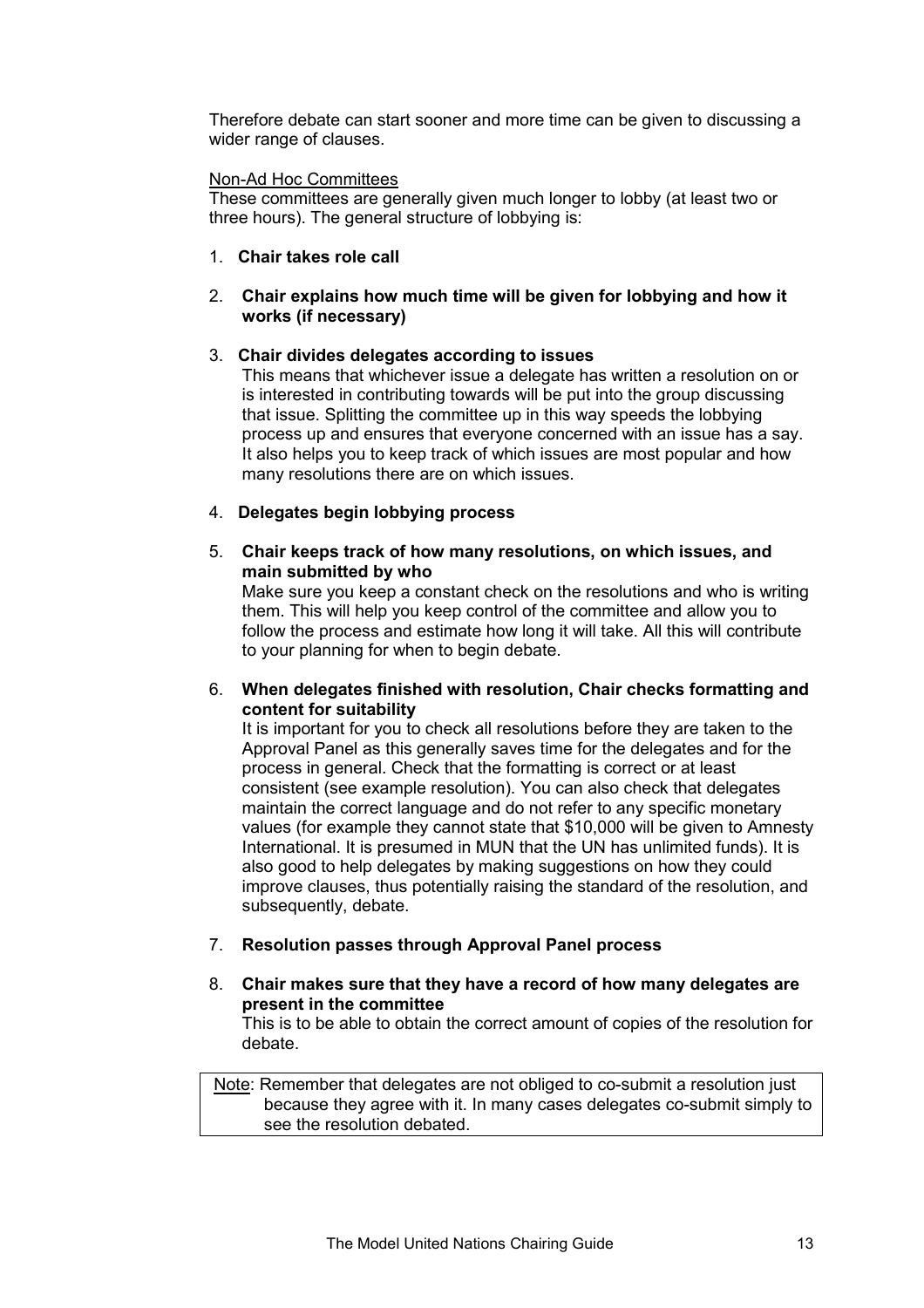Therefore debate can start sooner and more time can be given to discussing a wider range of clauses.

Non-Ad Hoc Committees

These committees are generally given much longer to lobby (at least two or three hours). The general structure of lobbying is:

1. **Chair takes role call**

2. **Chair explains how much time will be given for lobbying and how it works (if necessary)**

3. **Chair divides delegates according to issues**
   This means that whichever issue a delegate has written a resolution on or is interested in contributing towards will be put into the group discussing that issue. Splitting the committee up in this way speeds the lobbying process up and ensures that everyone concerned with an issue has a say. It also helps you to keep track of which issues are most popular and how many resolutions there are on which issues.

4. **Delegates begin lobbying process**

5. **Chair keeps track of how many resolutions, on which issues, and main submitted by who**
   Make sure you keep a constant check on the resolutions and who is writing them. This will help you keep control of the committee and allow you to follow the process and estimate how long it will take. All this will contribute to your planning for when to begin debate.

6. **When delegates finished with resolution, Chair checks formatting and content for suitability**
   It is important for you to check all resolutions before they are taken to the Approval Panel as this generally saves time for the delegates and for the process in general. Check that the formatting is correct or at least consistent (see example resolution). You can also check that delegates maintain the correct language and do not refer to any specific monetary values (for example they cannot state that $10,000 will be given to Amnesty International. It is presumed in MUN that the UN has unlimited funds). It is also good to help delegates by making suggestions on how they could improve clauses, thus potentially raising the standard of the resolution, and subsequently, debate.

7. **Resolution passes through Approval Panel process**

8. **Chair makes sure that they have a record of how many delegates are present in the committee**
   This is to be able to obtain the correct amount of copies of the resolution for debate.

> Note: Remember that delegates are not obliged to co-submit a resolution just because they agree with it. In many cases delegates co-submit simply to see the resolution debated.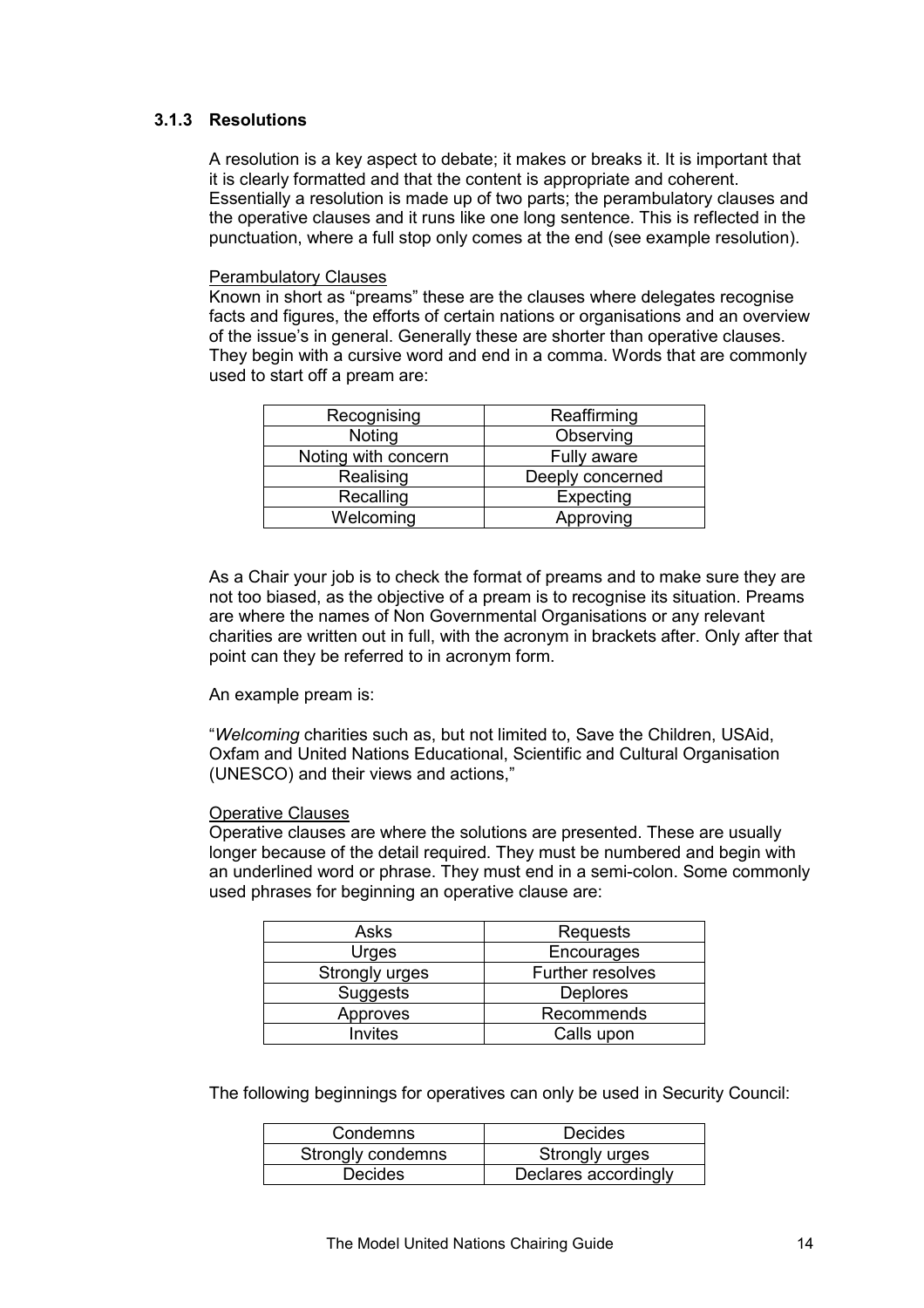### 3.1.3 Resolutions

A resolution is a key aspect to debate; it makes or breaks it. It is important that it is clearly formatted and that the content is appropriate and coherent. Essentially a resolution is made up of two parts; the perambulatory clauses and the operative clauses and it runs like one long sentence. This is reflected in the punctuation, where a full stop only comes at the end (see example resolution).

<u>Perambulatory Clauses</u>

Known in short as "preams" these are the clauses where delegates recognise facts and figures, the efforts of certain nations or organisations and an overview of the issue's in general. Generally these are shorter than operative clauses. They begin with a cursive word and end in a comma. Words that are commonly used to start off a pream are:

| Recognising | Reaffirming |
|---|---|
| Noting | Observing |
| Noting with concern | Fully aware |
| Realising | Deeply concerned |
| Recalling | Expecting |
| Welcoming | Approving |

As a Chair your job is to check the format of preams and to make sure they are not too biased, as the objective of a pream is to recognise its situation. Preams are where the names of Non Governmental Organisations or any relevant charities are written out in full, with the acronym in brackets after. Only after that point can they be referred to in acronym form.

An example pream is:

"*Welcoming* charities such as, but not limited to, Save the Children, USAid, Oxfam and United Nations Educational, Scientific and Cultural Organisation (UNESCO) and their views and actions,"

<u>Operative Clauses</u>

Operative clauses are where the solutions are presented. These are usually longer because of the detail required. They must be numbered and begin with an underlined word or phrase. They must end in a semi-colon. Some commonly used phrases for beginning an operative clause are:

| Asks | Requests |
|---|---|
| Urges | Encourages |
| Strongly urges | Further resolves |
| Suggests | Deplores |
| Approves | Recommends |
| Invites | Calls upon |

The following beginnings for operatives can only be used in Security Council:

| Condemns | Decides |
|---|---|
| Strongly condemns | Strongly urges |
| Decides | Declares accordingly |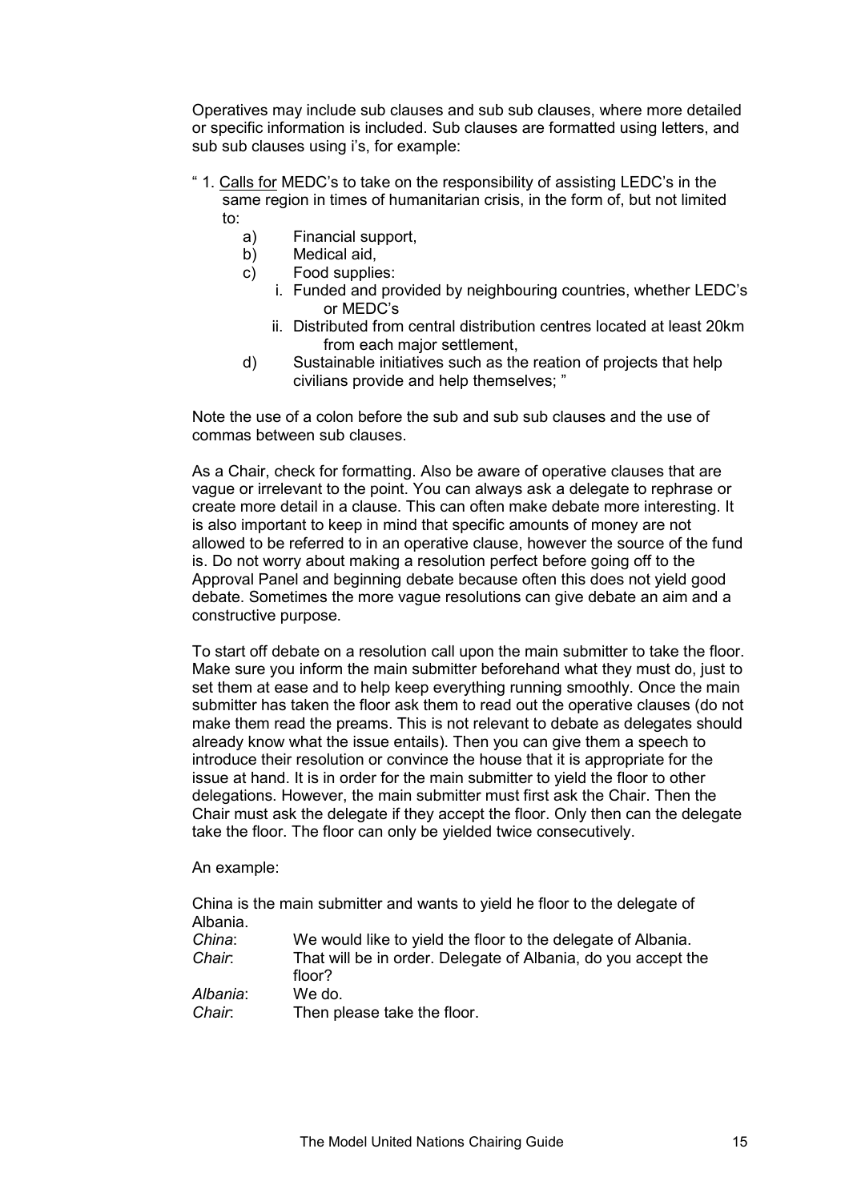Operatives may include sub clauses and sub sub clauses, where more detailed or specific information is included. Sub clauses are formatted using letters, and sub sub clauses using i's, for example:

" 1. <u>Calls for</u> MEDC's to take on the responsibility of assisting LEDC's in the same region in times of humanitarian crisis, in the form of, but not limited to:

- a) Financial support,
- b) Medical aid,
- c) Food supplies:
  - i. Funded and provided by neighbouring countries, whether LEDC's or MEDC's
  - ii. Distributed from central distribution centres located at least 20km from each major settlement,
- d) Sustainable initiatives such as the reation of projects that help civilians provide and help themselves; "

Note the use of a colon before the sub and sub sub clauses and the use of commas between sub clauses.

As a Chair, check for formatting. Also be aware of operative clauses that are vague or irrelevant to the point. You can always ask a delegate to rephrase or create more detail in a clause. This can often make debate more interesting. It is also important to keep in mind that specific amounts of money are not allowed to be referred to in an operative clause, however the source of the fund is. Do not worry about making a resolution perfect before going off to the Approval Panel and beginning debate because often this does not yield good debate. Sometimes the more vague resolutions can give debate an aim and a constructive purpose.

To start off debate on a resolution call upon the main submitter to take the floor. Make sure you inform the main submitter beforehand what they must do, just to set them at ease and to help keep everything running smoothly. Once the main submitter has taken the floor ask them to read out the operative clauses (do not make them read the preams. This is not relevant to debate as delegates should already know what the issue entails). Then you can give them a speech to introduce their resolution or convince the house that it is appropriate for the issue at hand. It is in order for the main submitter to yield the floor to other delegations. However, the main submitter must first ask the Chair. Then the Chair must ask the delegate if they accept the floor. Only then can the delegate take the floor. The floor can only be yielded twice consecutively.

An example:

China is the main submitter and wants to yield he floor to the delegate of Albania.

*China*: We would like to yield the floor to the delegate of Albania.
*Chair*: That will be in order. Delegate of Albania, do you accept the floor?
*Albania*: We do.
*Chair*: Then please take the floor.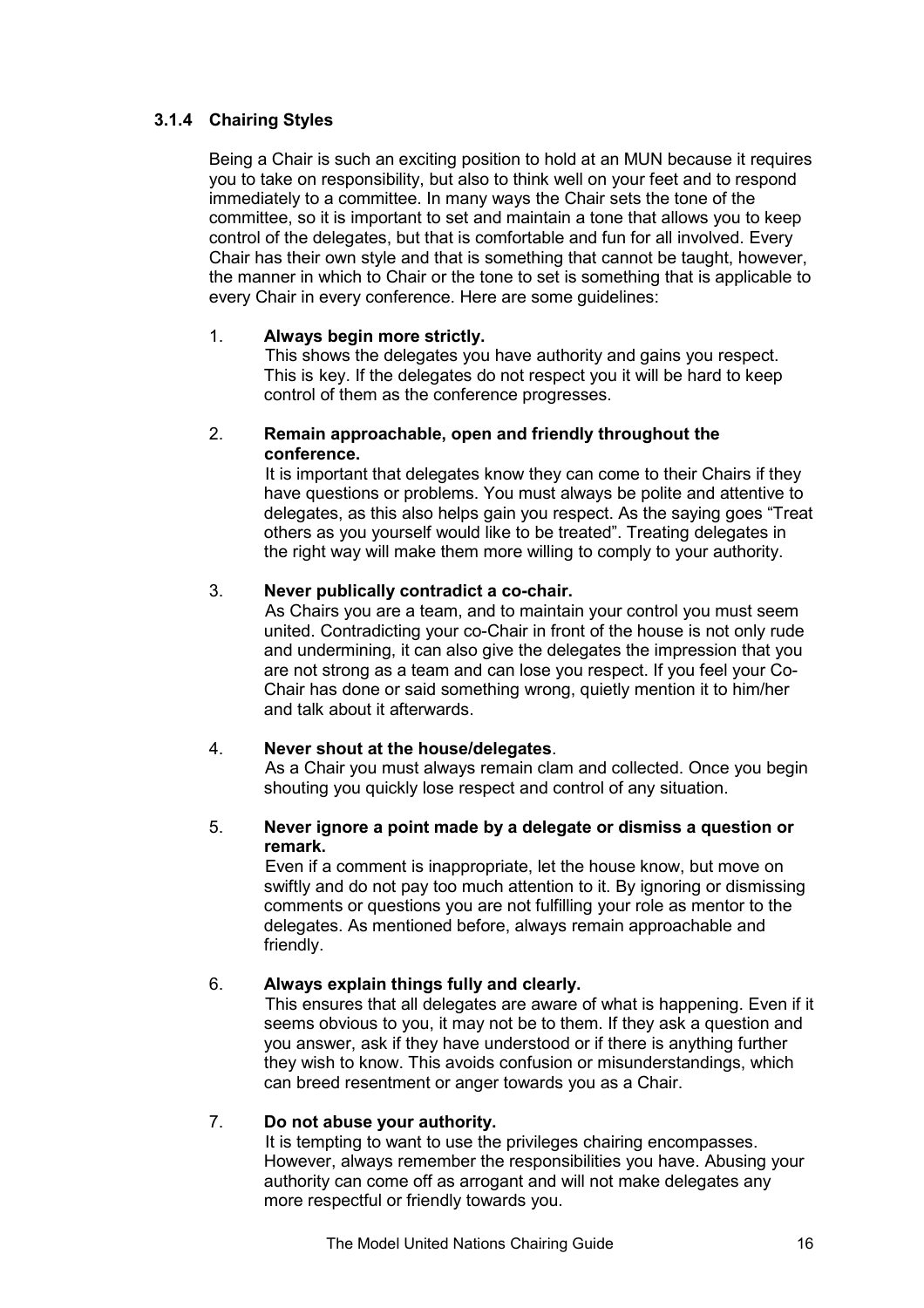### 3.1.4 Chairing Styles

Being a Chair is such an exciting position to hold at an MUN because it requires you to take on responsibility, but also to think well on your feet and to respond immediately to a committee. In many ways the Chair sets the tone of the committee, so it is important to set and maintain a tone that allows you to keep control of the delegates, but that is comfortable and fun for all involved. Every Chair has their own style and that is something that cannot be taught, however, the manner in which to Chair or the tone to set is something that is applicable to every Chair in every conference. Here are some guidelines:

1. **Always begin more strictly.**
   This shows the delegates you have authority and gains you respect. This is key. If the delegates do not respect you it will be hard to keep control of them as the conference progresses.

2. **Remain approachable, open and friendly throughout the conference.**
   It is important that delegates know they can come to their Chairs if they have questions or problems. You must always be polite and attentive to delegates, as this also helps gain you respect. As the saying goes "Treat others as you yourself would like to be treated". Treating delegates in the right way will make them more willing to comply to your authority.

3. **Never publically contradict a co-chair.**
   As Chairs you are a team, and to maintain your control you must seem united. Contradicting your co-Chair in front of the house is not only rude and undermining, it can also give the delegates the impression that you are not strong as a team and can lose you respect. If you feel your Co-Chair has done or said something wrong, quietly mention it to him/her and talk about it afterwards.

4. **Never shout at the house/delegates**.
   As a Chair you must always remain clam and collected. Once you begin shouting you quickly lose respect and control of any situation.

5. **Never ignore a point made by a delegate or dismiss a question or remark.**
   Even if a comment is inappropriate, let the house know, but move on swiftly and do not pay too much attention to it. By ignoring or dismissing comments or questions you are not fulfilling your role as mentor to the delegates. As mentioned before, always remain approachable and friendly.

6. **Always explain things fully and clearly.**
   This ensures that all delegates are aware of what is happening. Even if it seems obvious to you, it may not be to them. If they ask a question and you answer, ask if they have understood or if there is anything further they wish to know. This avoids confusion or misunderstandings, which can breed resentment or anger towards you as a Chair.

7. **Do not abuse your authority.**
   It is tempting to want to use the privileges chairing encompasses. However, always remember the responsibilities you have. Abusing your authority can come off as arrogant and will not make delegates any more respectful or friendly towards you.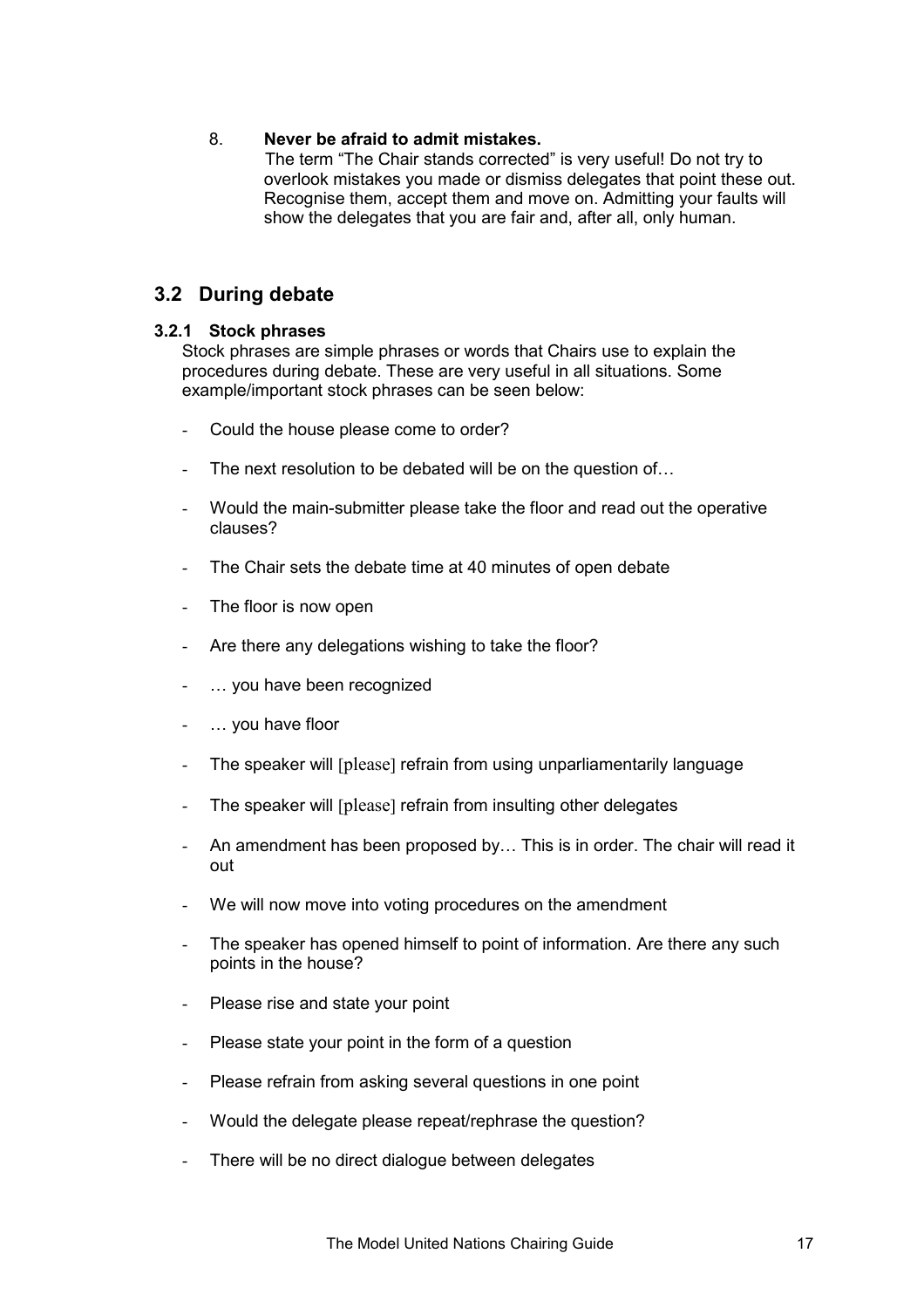8. **Never be afraid to admit mistakes.**
   The term "The Chair stands corrected" is very useful! Do not try to overlook mistakes you made or dismiss delegates that point these out. Recognise them, accept them and move on. Admitting your faults will show the delegates that you are fair and, after all, only human.

## 3.2 During debate

### 3.2.1 Stock phrases

Stock phrases are simple phrases or words that Chairs use to explain the procedures during debate. These are very useful in all situations. Some example/important stock phrases can be seen below:

- Could the house please come to order?
- The next resolution to be debated will be on the question of…
- Would the main-submitter please take the floor and read out the operative clauses?
- The Chair sets the debate time at 40 minutes of open debate
- The floor is now open
- Are there any delegations wishing to take the floor?
- … you have been recognized
- … you have floor
- The speaker will [please] refrain from using unparliamentarily language
- The speaker will [please] refrain from insulting other delegates
- An amendment has been proposed by… This is in order. The chair will read it out
- We will now move into voting procedures on the amendment
- The speaker has opened himself to point of information. Are there any such points in the house?
- Please rise and state your point
- Please state your point in the form of a question
- Please refrain from asking several questions in one point
- Would the delegate please repeat/rephrase the question?
- There will be no direct dialogue between delegates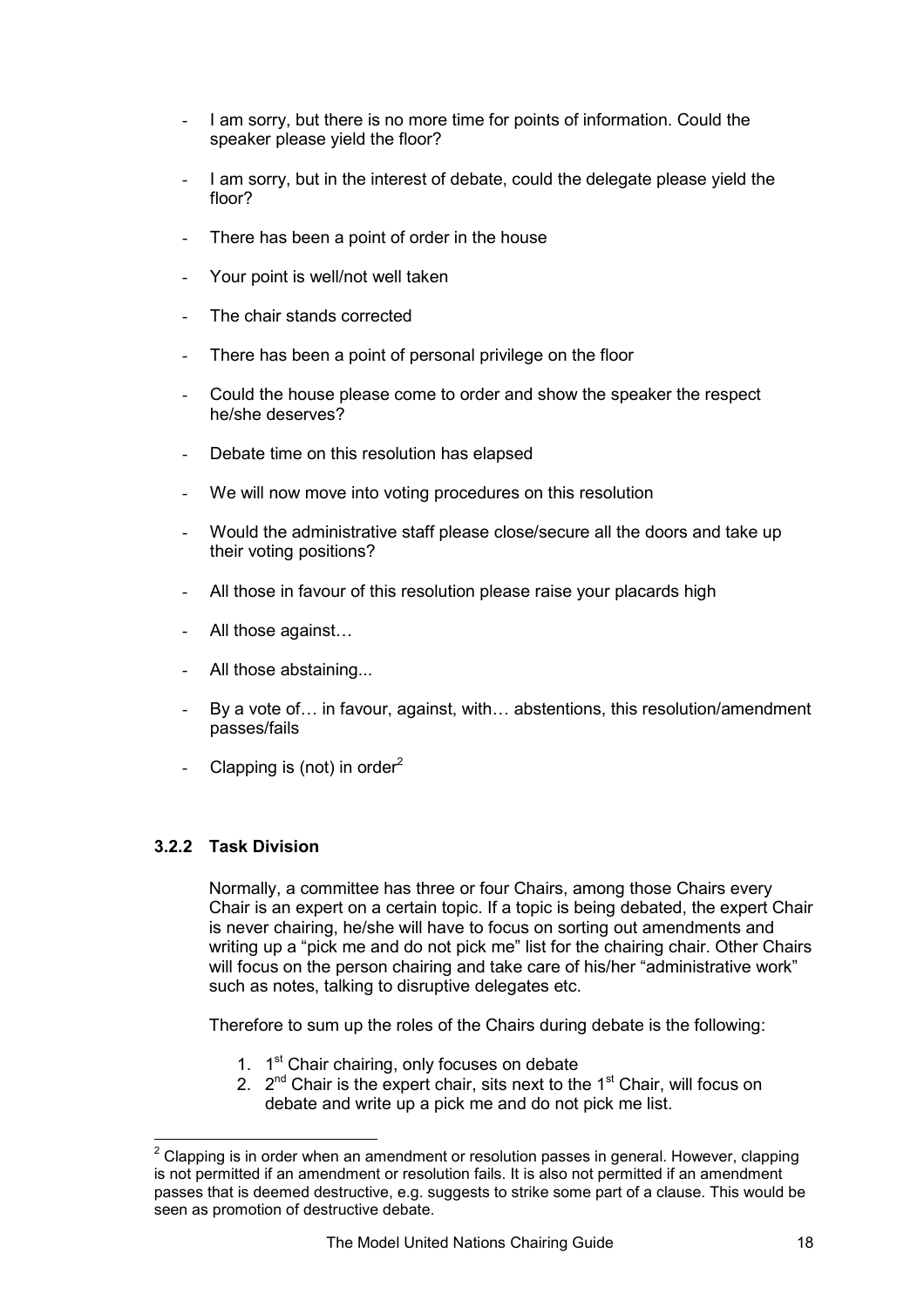- I am sorry, but there is no more time for points of information. Could the speaker please yield the floor?
- I am sorry, but in the interest of debate, could the delegate please yield the floor?
- There has been a point of order in the house
- Your point is well/not well taken
- The chair stands corrected
- There has been a point of personal privilege on the floor
- Could the house please come to order and show the speaker the respect he/she deserves?
- Debate time on this resolution has elapsed
- We will now move into voting procedures on this resolution
- Would the administrative staff please close/secure all the doors and take up their voting positions?
- All those in favour of this resolution please raise your placards high
- All those against…
- All those abstaining...
- By a vote of… in favour, against, with… abstentions, this resolution/amendment passes/fails
- Clapping is (not) in order[2]

### 3.2.2 Task Division

Normally, a committee has three or four Chairs, among those Chairs every Chair is an expert on a certain topic. If a topic is being debated, the expert Chair is never chairing, he/she will have to focus on sorting out amendments and writing up a "pick me and do not pick me" list for the chairing chair. Other Chairs will focus on the person chairing and take care of his/her "administrative work" such as notes, talking to disruptive delegates etc.

Therefore to sum up the roles of the Chairs during debate is the following:

1. 1st Chair chairing, only focuses on debate
2. 2nd Chair is the expert chair, sits next to the 1st Chair, will focus on debate and write up a pick me and do not pick me list.

[2] Clapping is in order when an amendment or resolution passes in general. However, clapping is not permitted if an amendment or resolution fails. It is also not permitted if an amendment passes that is deemed destructive, e.g. suggests to strike some part of a clause. This would be seen as promotion of destructive debate.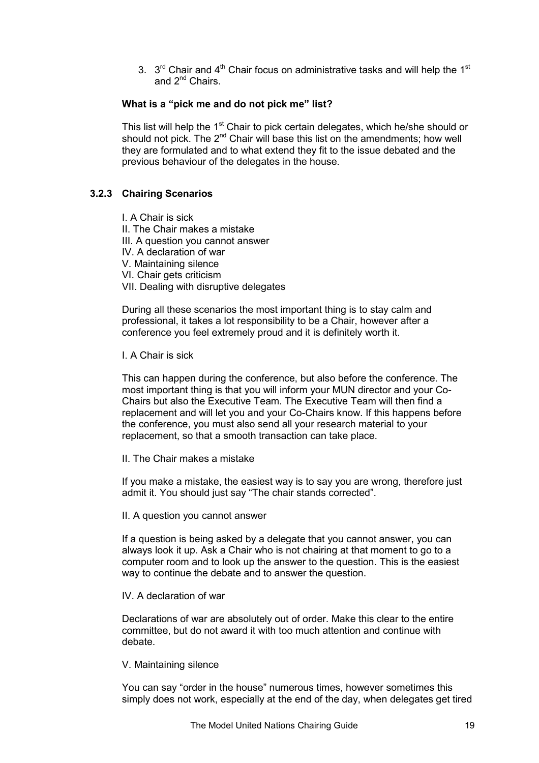3. 3rd Chair and 4th Chair focus on administrative tasks and will help the 1st and 2nd Chairs.

**What is a "pick me and do not pick me" list?**

This list will help the 1st Chair to pick certain delegates, which he/she should or should not pick. The 2nd Chair will base this list on the amendments; how well they are formulated and to what extend they fit to the issue debated and the previous behaviour of the delegates in the house.

### 3.2.3 Chairing Scenarios

I. A Chair is sick
II. The Chair makes a mistake
III. A question you cannot answer
IV. A declaration of war
V. Maintaining silence
VI. Chair gets criticism
VII. Dealing with disruptive delegates

During all these scenarios the most important thing is to stay calm and professional, it takes a lot responsibility to be a Chair, however after a conference you feel extremely proud and it is definitely worth it.

I. A Chair is sick

This can happen during the conference, but also before the conference. The most important thing is that you will inform your MUN director and your Co-Chairs but also the Executive Team. The Executive Team will then find a replacement and will let you and your Co-Chairs know. If this happens before the conference, you must also send all your research material to your replacement, so that a smooth transaction can take place.

II. The Chair makes a mistake

If you make a mistake, the easiest way is to say you are wrong, therefore just admit it. You should just say "The chair stands corrected".

II. A question you cannot answer

If a question is being asked by a delegate that you cannot answer, you can always look it up. Ask a Chair who is not chairing at that moment to go to a computer room and to look up the answer to the question. This is the easiest way to continue the debate and to answer the question.

IV. A declaration of war

Declarations of war are absolutely out of order. Make this clear to the entire committee, but do not award it with too much attention and continue with debate.

V. Maintaining silence

You can say "order in the house" numerous times, however sometimes this simply does not work, especially at the end of the day, when delegates get tired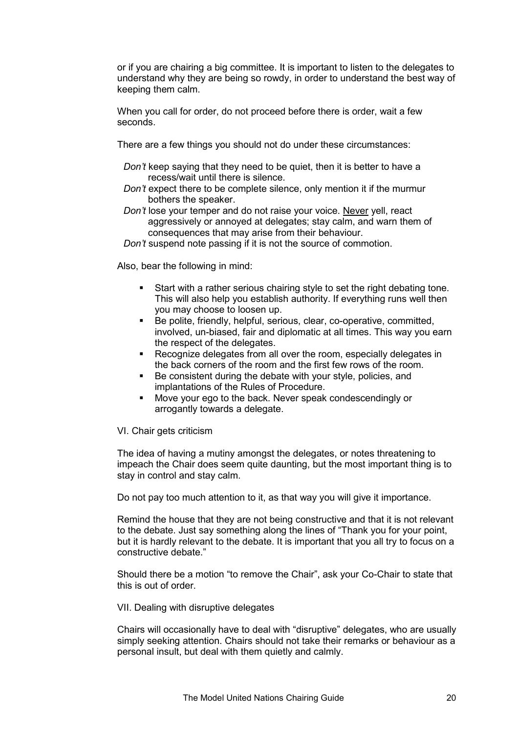or if you are chairing a big committee. It is important to listen to the delegates to understand why they are being so rowdy, in order to understand the best way of keeping them calm.

When you call for order, do not proceed before there is order, wait a few seconds.

There are a few things you should not do under these circumstances:

*Don't* keep saying that they need to be quiet, then it is better to have a recess/wait until there is silence.
*Don't* expect there to be complete silence, only mention it if the murmur bothers the speaker.
*Don't* lose your temper and do not raise your voice. <u>Never</u> yell, react aggressively or annoyed at delegates; stay calm, and warn them of consequences that may arise from their behaviour.
*Don't* suspend note passing if it is not the source of commotion.

Also, bear the following in mind:

- Start with a rather serious chairing style to set the right debating tone. This will also help you establish authority. If everything runs well then you may choose to loosen up.
- Be polite, friendly, helpful, serious, clear, co-operative, committed, involved, un-biased, fair and diplomatic at all times. This way you earn the respect of the delegates.
- Recognize delegates from all over the room, especially delegates in the back corners of the room and the first few rows of the room.
- Be consistent during the debate with your style, policies, and implantations of the Rules of Procedure.
- Move your ego to the back. Never speak condescendingly or arrogantly towards a delegate.

VI. Chair gets criticism

The idea of having a mutiny amongst the delegates, or notes threatening to impeach the Chair does seem quite daunting, but the most important thing is to stay in control and stay calm.

Do not pay too much attention to it, as that way you will give it importance.

Remind the house that they are not being constructive and that it is not relevant to the debate. Just say something along the lines of "Thank you for your point, but it is hardly relevant to the debate. It is important that you all try to focus on a constructive debate."

Should there be a motion "to remove the Chair", ask your Co-Chair to state that this is out of order.

VII. Dealing with disruptive delegates

Chairs will occasionally have to deal with "disruptive" delegates, who are usually simply seeking attention. Chairs should not take their remarks or behaviour as a personal insult, but deal with them quietly and calmly.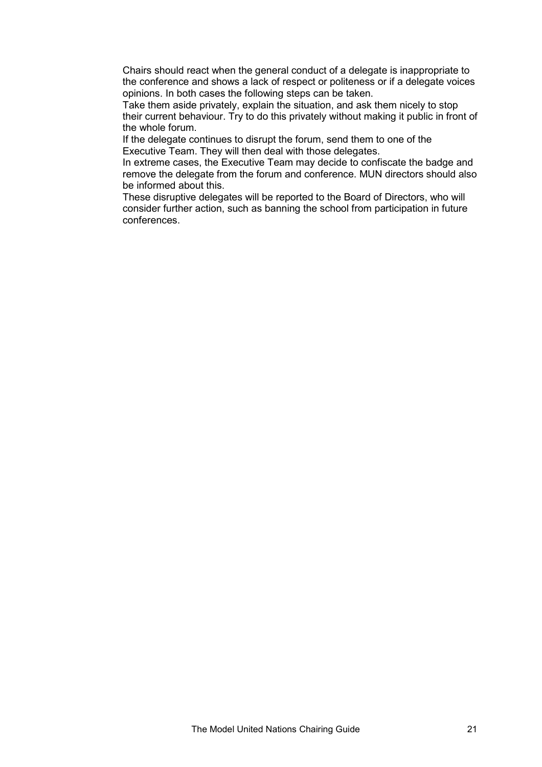Chairs should react when the general conduct of a delegate is inappropriate to the conference and shows a lack of respect or politeness or if a delegate voices opinions. In both cases the following steps can be taken.

Take them aside privately, explain the situation, and ask them nicely to stop their current behaviour. Try to do this privately without making it public in front of the whole forum.

If the delegate continues to disrupt the forum, send them to one of the Executive Team. They will then deal with those delegates.

In extreme cases, the Executive Team may decide to confiscate the badge and remove the delegate from the forum and conference. MUN directors should also be informed about this.

These disruptive delegates will be reported to the Board of Directors, who will consider further action, such as banning the school from participation in future conferences.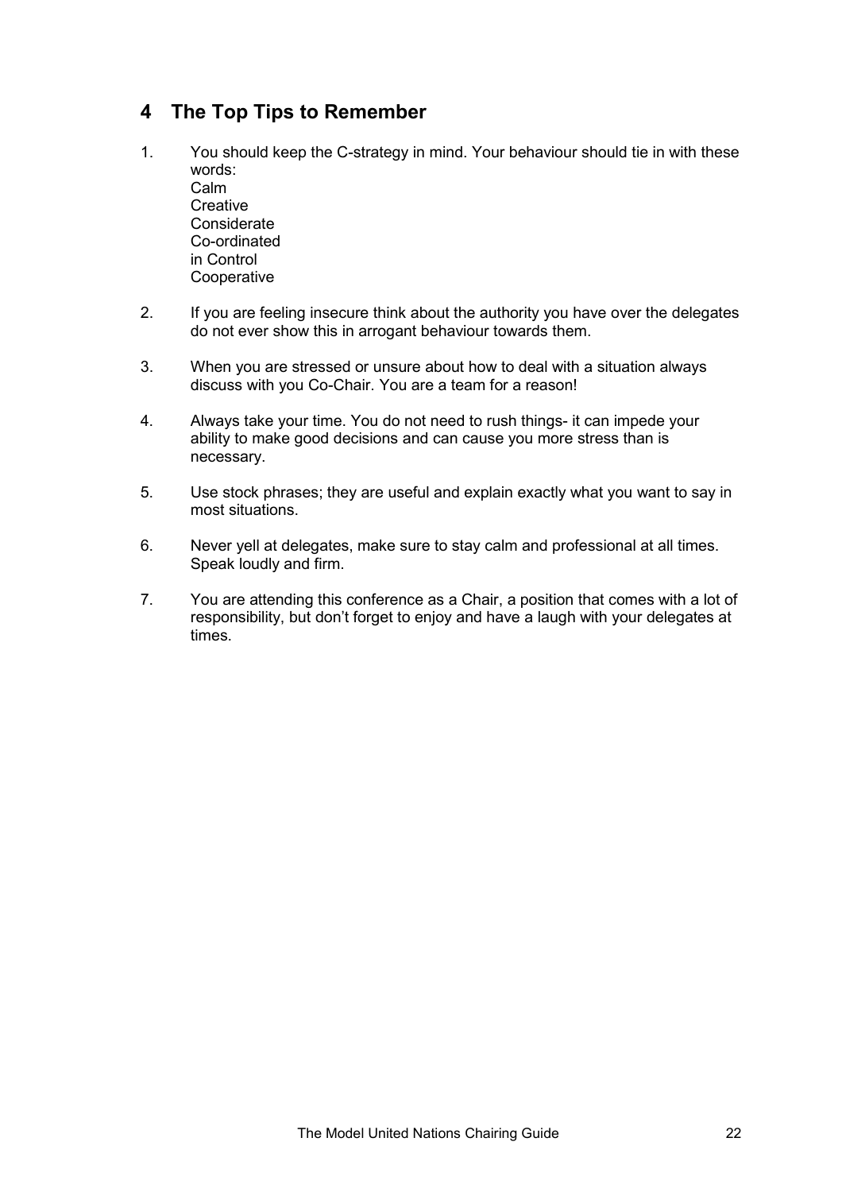## 4 The Top Tips to Remember

1. You should keep the C-strategy in mind. Your behaviour should tie in with these words:
   Calm
   Creative
   Considerate
   Co-ordinated
   in Control
   Cooperative

2. If you are feeling insecure think about the authority you have over the delegates do not ever show this in arrogant behaviour towards them.

3. When you are stressed or unsure about how to deal with a situation always discuss with you Co-Chair. You are a team for a reason!

4. Always take your time. You do not need to rush things- it can impede your ability to make good decisions and can cause you more stress than is necessary.

5. Use stock phrases; they are useful and explain exactly what you want to say in most situations.

6. Never yell at delegates, make sure to stay calm and professional at all times. Speak loudly and firm.

7. You are attending this conference as a Chair, a position that comes with a lot of responsibility, but don't forget to enjoy and have a laugh with your delegates at times.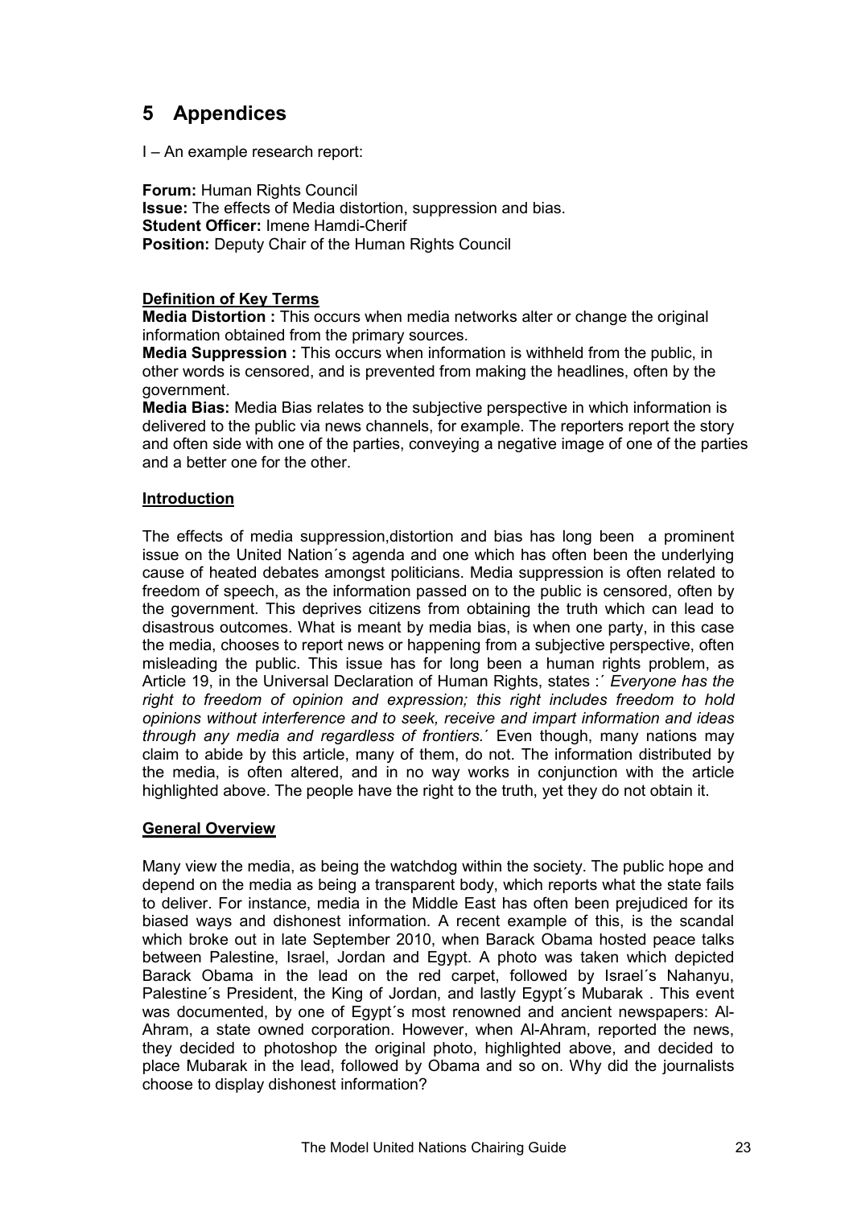# 5 Appendices

I – An example research report:

**Forum:** Human Rights Council
**Issue:** The effects of Media distortion, suppression and bias.
**Student Officer:** Imene Hamdi-Cherif
**Position:** Deputy Chair of the Human Rights Council

**Definition of Key Terms**

**Media Distortion :** This occurs when media networks alter or change the original information obtained from the primary sources.

**Media Suppression :** This occurs when information is withheld from the public, in other words is censored, and is prevented from making the headlines, often by the government.

**Media Bias:** Media Bias relates to the subjective perspective in which information is delivered to the public via news channels, for example. The reporters report the story and often side with one of the parties, conveying a negative image of one of the parties and a better one for the other.

**Introduction**

The effects of media suppression,distortion and bias has long been a prominent issue on the United Nation´s agenda and one which has often been the underlying cause of heated debates amongst politicians. Media suppression is often related to freedom of speech, as the information passed on to the public is censored, often by the government. This deprives citizens from obtaining the truth which can lead to disastrous outcomes. What is meant by media bias, is when one party, in this case the media, chooses to report news or happening from a subjective perspective, often misleading the public. This issue has for long been a human rights problem, as Article 19, in the Universal Declaration of Human Rights, states :´ *Everyone has the right to freedom of opinion and expression; this right includes freedom to hold opinions without interference and to seek, receive and impart information and ideas through any media and regardless of frontiers.´* Even though, many nations may claim to abide by this article, many of them, do not. The information distributed by the media, is often altered, and in no way works in conjunction with the article highlighted above. The people have the right to the truth, yet they do not obtain it.

**General Overview**

Many view the media, as being the watchdog within the society. The public hope and depend on the media as being a transparent body, which reports what the state fails to deliver. For instance, media in the Middle East has often been prejudiced for its biased ways and dishonest information. A recent example of this, is the scandal which broke out in late September 2010, when Barack Obama hosted peace talks between Palestine, Israel, Jordan and Egypt. A photo was taken which depicted Barack Obama in the lead on the red carpet, followed by Israel´s Nahanyu, Palestine´s President, the King of Jordan, and lastly Egypt´s Mubarak . This event was documented, by one of Egypt´s most renowned and ancient newspapers: Al-Ahram, a state owned corporation. However, when Al-Ahram, reported the news, they decided to photoshop the original photo, highlighted above, and decided to place Mubarak in the lead, followed by Obama and so on. Why did the journalists choose to display dishonest information?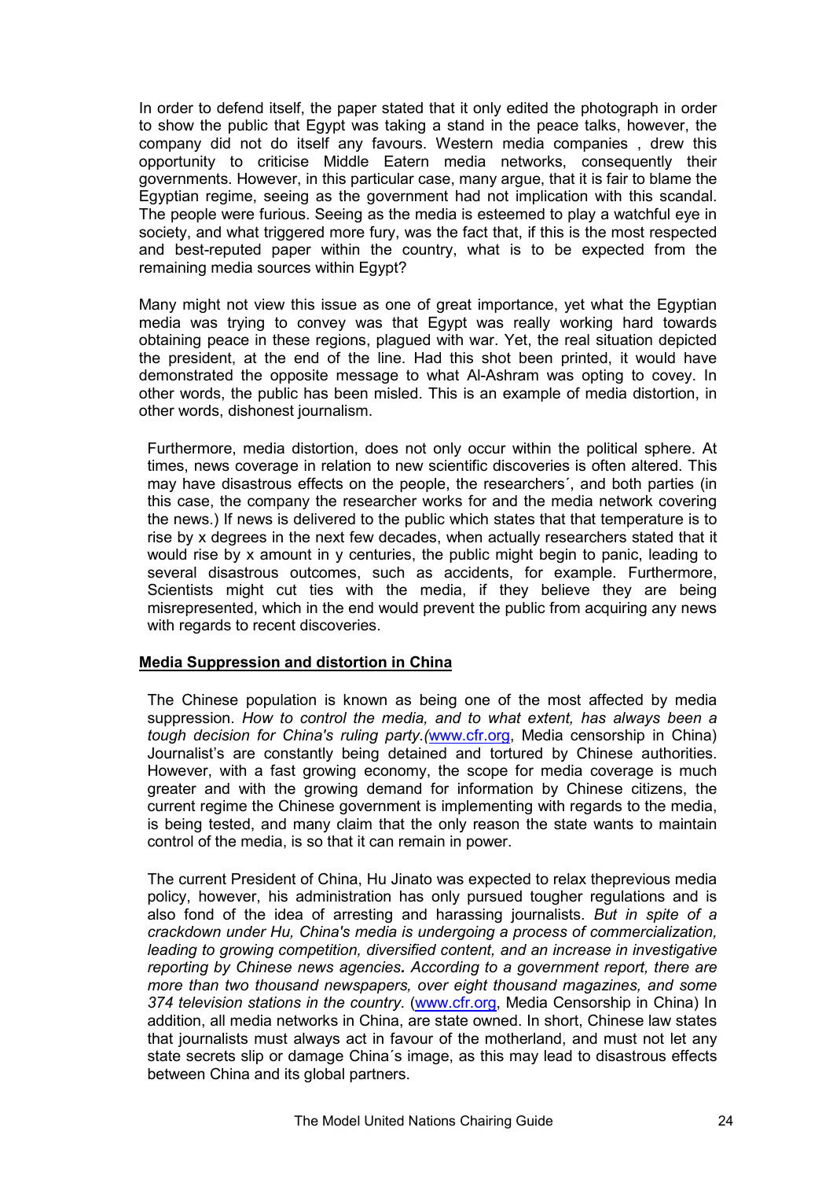In order to defend itself, the paper stated that it only edited the photograph in order to show the public that Egypt was taking a stand in the peace talks, however, the company did not do itself any favours. Western media companies , drew this opportunity to criticise Middle Eatern media networks, consequently their governments. However, in this particular case, many argue, that it is fair to blame the Egyptian regime, seeing as the government had not implication with this scandal. The people were furious. Seeing as the media is esteemed to play a watchful eye in society, and what triggered more fury, was the fact that, if this is the most respected and best-reputed paper within the country, what is to be expected from the remaining media sources within Egypt?

Many might not view this issue as one of great importance, yet what the Egyptian media was trying to convey was that Egypt was really working hard towards obtaining peace in these regions, plagued with war. Yet, the real situation depicted the president, at the end of the line. Had this shot been printed, it would have demonstrated the opposite message to what Al-Ashram was opting to covey. In other words, the public has been misled. This is an example of media distortion, in other words, dishonest journalism.

Furthermore, media distortion, does not only occur within the political sphere. At times, news coverage in relation to new scientific discoveries is often altered. This may have disastrous effects on the people, the researchers´, and both parties (in this case, the company the researcher works for and the media network covering the news.) If news is delivered to the public which states that that temperature is to rise by x degrees in the next few decades, when actually researchers stated that it would rise by x amount in y centuries, the public might begin to panic, leading to several disastrous outcomes, such as accidents, for example. Furthermore, Scientists might cut ties with the media, if they believe they are being misrepresented, which in the end would prevent the public from acquiring any news with regards to recent discoveries.

**Media Suppression and distortion in China**

The Chinese population is known as being one of the most affected by media suppression. *How to control the media, and to what extent, has always been a tough decision for China's ruling party.*(www.cfr.org, Media censorship in China) Journalist's are constantly being detained and tortured by Chinese authorities. However, with a fast growing economy, the scope for media coverage is much greater and with the growing demand for information by Chinese citizens, the current regime the Chinese government is implementing with regards to the media, is being tested, and many claim that the only reason the state wants to maintain control of the media, is so that it can remain in power.

The current President of China, Hu Jinato was expected to relax theprevious media policy, however, his administration has only pursued tougher regulations and is also fond of the idea of arresting and harassing journalists. *But in spite of a crackdown under Hu, China's media is undergoing a process of commercialization, leading to growing competition, diversified content, and an increase in investigative reporting by Chinese news agencies. According to a government report, there are more than two thousand newspapers, over eight thousand magazines, and some 374 television stations in the country*. (www.cfr.org, Media Censorship in China) In addition, all media networks in China, are state owned. In short, Chinese law states that journalists must always act in favour of the motherland, and must not let any state secrets slip or damage China´s image, as this may lead to disastrous effects between China and its global partners.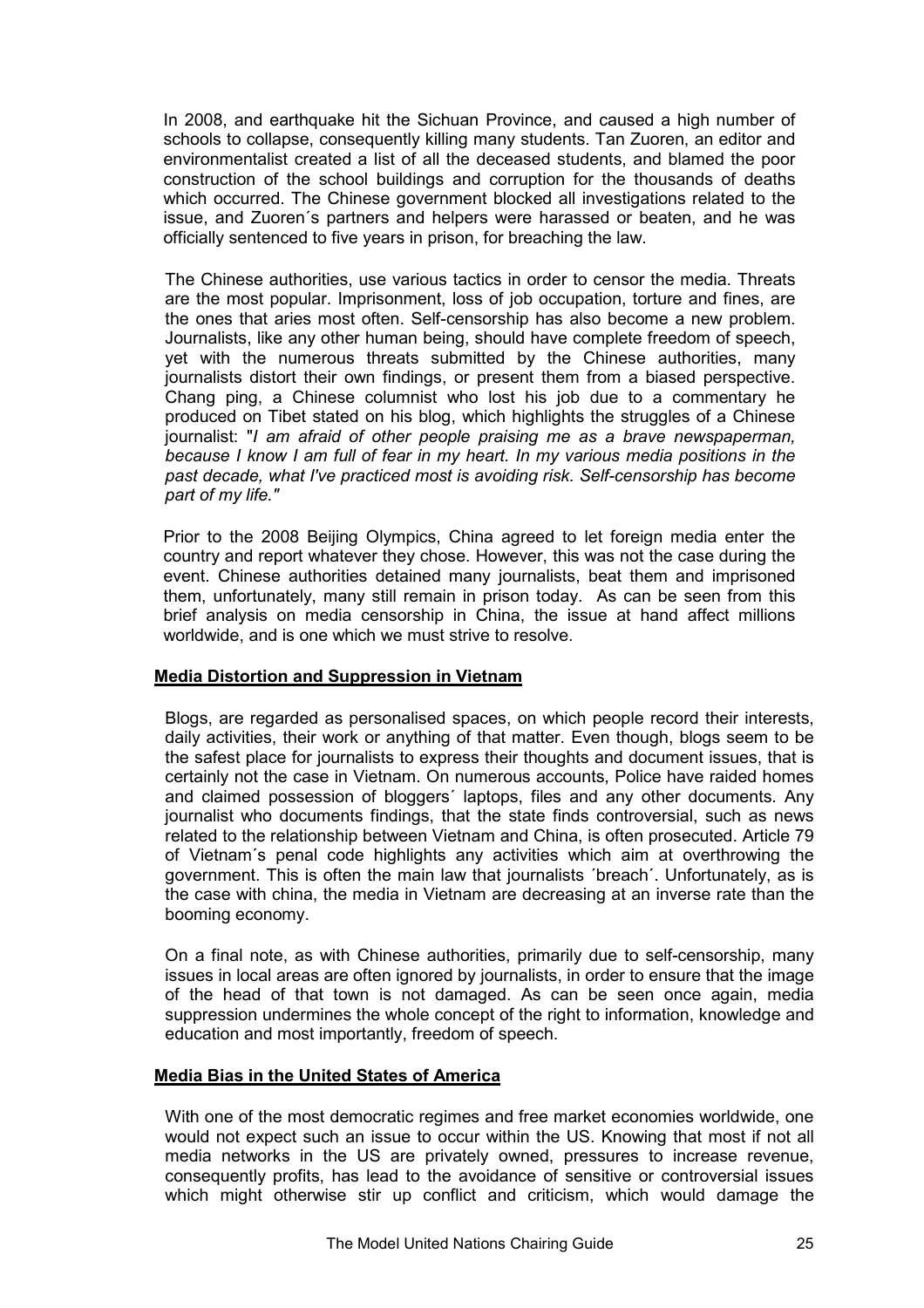In 2008, and earthquake hit the Sichuan Province, and caused a high number of schools to collapse, consequently killing many students. Tan Zuoren, an editor and environmentalist created a list of all the deceased students, and blamed the poor construction of the school buildings and corruption for the thousands of deaths which occurred. The Chinese government blocked all investigations related to the issue, and Zuoren´s partners and helpers were harassed or beaten, and he was officially sentenced to five years in prison, for breaching the law.

The Chinese authorities, use various tactics in order to censor the media. Threats are the most popular. Imprisonment, loss of job occupation, torture and fines, are the ones that aries most often. Self-censorship has also become a new problem. Journalists, like any other human being, should have complete freedom of speech, yet with the numerous threats submitted by the Chinese authorities, many journalists distort their own findings, or present them from a biased perspective. Chang ping, a Chinese columnist who lost his job due to a commentary he produced on Tibet stated on his blog, which highlights the struggles of a Chinese journalist: "*I am afraid of other people praising me as a brave newspaperman, because I know I am full of fear in my heart. In my various media positions in the past decade, what I've practiced most is avoiding risk. Self-censorship has become part of my life."*

Prior to the 2008 Beijing Olympics, China agreed to let foreign media enter the country and report whatever they chose. However, this was not the case during the event. Chinese authorities detained many journalists, beat them and imprisoned them, unfortunately, many still remain in prison today. As can be seen from this brief analysis on media censorship in China, the issue at hand affect millions worldwide, and is one which we must strive to resolve.

**Media Distortion and Suppression in Vietnam**

Blogs, are regarded as personalised spaces, on which people record their interests, daily activities, their work or anything of that matter. Even though, blogs seem to be the safest place for journalists to express their thoughts and document issues, that is certainly not the case in Vietnam. On numerous accounts, Police have raided homes and claimed possession of bloggers´ laptops, files and any other documents. Any journalist who documents findings, that the state finds controversial, such as news related to the relationship between Vietnam and China, is often prosecuted. Article 79 of Vietnam´s penal code highlights any activities which aim at overthrowing the government. This is often the main law that journalists ´breach´. Unfortunately, as is the case with china, the media in Vietnam are decreasing at an inverse rate than the booming economy.

On a final note, as with Chinese authorities, primarily due to self-censorship, many issues in local areas are often ignored by journalists, in order to ensure that the image of the head of that town is not damaged. As can be seen once again, media suppression undermines the whole concept of the right to information, knowledge and education and most importantly, freedom of speech.

**Media Bias in the United States of America**

With one of the most democratic regimes and free market economies worldwide, one would not expect such an issue to occur within the US. Knowing that most if not all media networks in the US are privately owned, pressures to increase revenue, consequently profits, has lead to the avoidance of sensitive or controversial issues which might otherwise stir up conflict and criticism, which would damage the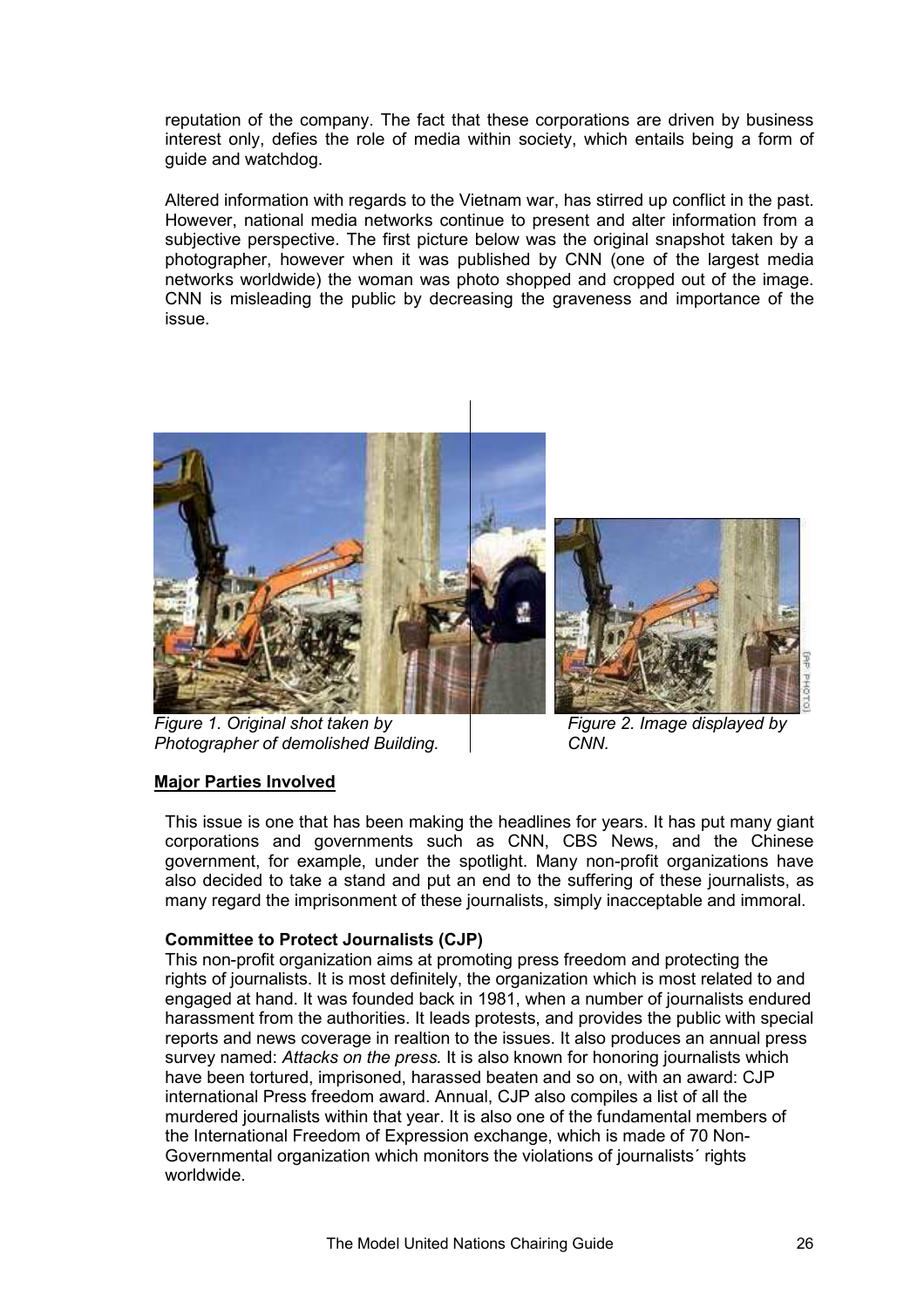reputation of the company. The fact that these corporations are driven by business interest only, defies the role of media within society, which entails being a form of guide and watchdog.

Altered information with regards to the Vietnam war, has stirred up conflict in the past. However, national media networks continue to present and alter information from a subjective perspective. The first picture below was the original snapshot taken by a photographer, however when it was published by CNN (one of the largest media networks worldwide) the woman was photo shopped and cropped out of the image. CNN is misleading the public by decreasing the graveness and importance of the issue.

*Figure 1. Original shot taken by Photographer of demolished Building.*

*Figure 2. Image displayed by CNN.*

**Major Parties Involved**

This issue is one that has been making the headlines for years. It has put many giant corporations and governments such as CNN, CBS News, and the Chinese government, for example, under the spotlight. Many non-profit organizations have also decided to take a stand and put an end to the suffering of these journalists, as many regard the imprisonment of these journalists, simply inacceptable and immoral.

**Committee to Protect Journalists (CJP)**

This non-profit organization aims at promoting press freedom and protecting the rights of journalists. It is most definitely, the organization which is most related to and engaged at hand. It was founded back in 1981, when a number of journalists endured harassment from the authorities. It leads protests, and provides the public with special reports and news coverage in realtion to the issues. It also produces an annual press survey named: *Attacks on the press.* It is also known for honoring journalists which have been tortured, imprisoned, harassed beaten and so on, with an award: CJP international Press freedom award. Annual, CJP also compiles a list of all the murdered journalists within that year. It is also one of the fundamental members of the International Freedom of Expression exchange, which is made of 70 Non-Governmental organization which monitors the violations of journalists´ rights worldwide.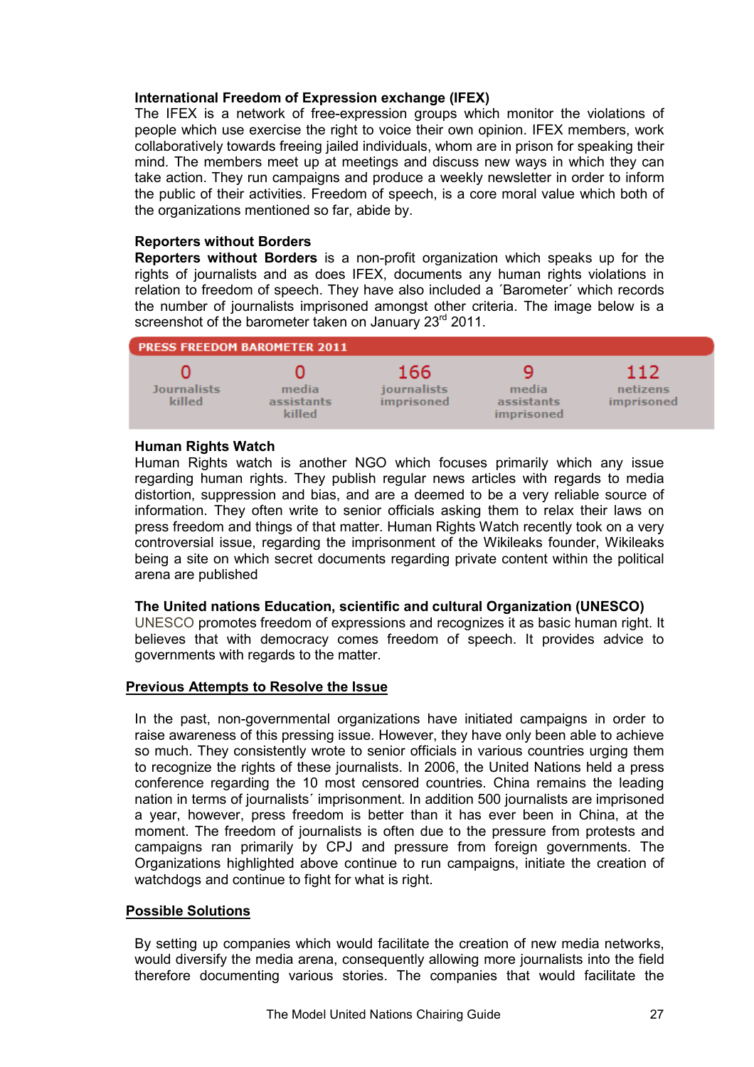**International Freedom of Expression exchange (IFEX)**
The IFEX is a network of free-expression groups which monitor the violations of people which use exercise the right to voice their own opinion. IFEX members, work collaboratively towards freeing jailed individuals, whom are in prison for speaking their mind. The members meet up at meetings and discuss new ways in which they can take action. They run campaigns and produce a weekly newsletter in order to inform the public of their activities. Freedom of speech, is a core moral value which both of the organizations mentioned so far, abide by.

**Reporters without Borders**
**Reporters without Borders** is a non-profit organization which speaks up for the rights of journalists and as does IFEX, documents any human rights violations in relation to freedom of speech. They have also included a ´Barometer´ which records the number of journalists imprisoned amongst other criteria. The image below is a screenshot of the barometer taken on January 23rd 2011.

| PRESS FREEDOM BAROMETER 2011 | | | | |
|---|---|---|---|---|
| 0 Journalists killed | 0 media assistants killed | 166 journalists imprisoned | 9 media assistants imprisoned | 112 netizens imprisoned |

**Human Rights Watch**
Human Rights watch is another NGO which focuses primarily which any issue regarding human rights. They publish regular news articles with regards to media distortion, suppression and bias, and are a deemed to be a very reliable source of information. They often write to senior officials asking them to relax their laws on press freedom and things of that matter. Human Rights Watch recently took on a very controversial issue, regarding the imprisonment of the Wikileaks founder, Wikileaks being a site on which secret documents regarding private content within the political arena are published

**The United nations Education, scientific and cultural Organization (UNESCO)**
UNESCO promotes freedom of expressions and recognizes it as basic human right. It believes that with democracy comes freedom of speech. It provides advice to governments with regards to the matter.

## Previous Attempts to Resolve the Issue

In the past, non-governmental organizations have initiated campaigns in order to raise awareness of this pressing issue. However, they have only been able to achieve so much. They consistently wrote to senior officials in various countries urging them to recognize the rights of these journalists. In 2006, the United Nations held a press conference regarding the 10 most censored countries. China remains the leading nation in terms of journalists´ imprisonment. In addition 500 journalists are imprisoned a year, however, press freedom is better than it has ever been in China, at the moment. The freedom of journalists is often due to the pressure from protests and campaigns ran primarily by CPJ and pressure from foreign governments. The Organizations highlighted above continue to run campaigns, initiate the creation of watchdogs and continue to fight for what is right.

## Possible Solutions

By setting up companies which would facilitate the creation of new media networks, would diversify the media arena, consequently allowing more journalists into the field therefore documenting various stories. The companies that would facilitate the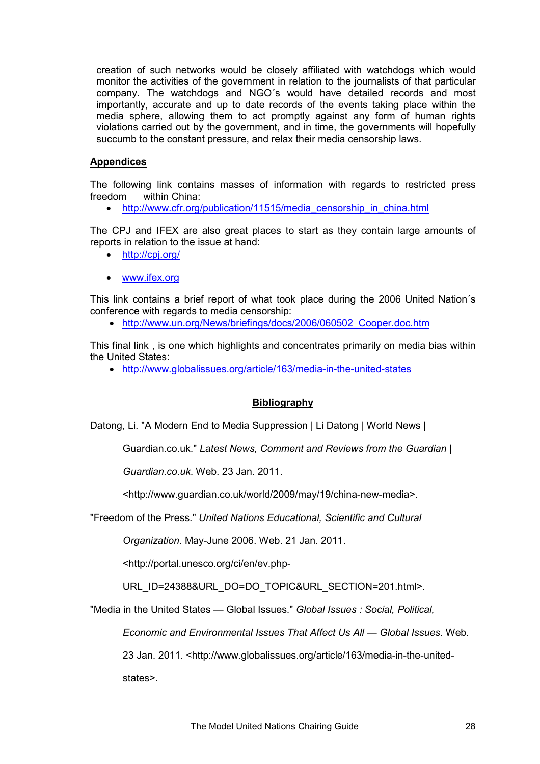creation of such networks would be closely affiliated with watchdogs which would monitor the activities of the government in relation to the journalists of that particular company. The watchdogs and NGO´s would have detailed records and most importantly, accurate and up to date records of the events taking place within the media sphere, allowing them to act promptly against any form of human rights violations carried out by the government, and in time, the governments will hopefully succumb to the constant pressure, and relax their media censorship laws.

## Appendices

The following link contains masses of information with regards to restricted press freedom within China:

- http://www.cfr.org/publication/11515/media_censorship_in_china.html

The CPJ and IFEX are also great places to start as they contain large amounts of reports in relation to the issue at hand:

- http://cpj.org/
- www.ifex.org

This link contains a brief report of what took place during the 2006 United Nation´s conference with regards to media censorship:

- http://www.un.org/News/briefings/docs/2006/060502_Cooper.doc.htm

This final link , is one which highlights and concentrates primarily on media bias within the United States:

- http://www.globalissues.org/article/163/media-in-the-united-states

## Bibliography

Datong, Li. "A Modern End to Media Suppression | Li Datong | World News | Guardian.co.uk." *Latest News, Comment and Reviews from the Guardian | Guardian.co.uk.* Web. 23 Jan. 2011. <http://www.guardian.co.uk/world/2009/may/19/china-new-media>.

"Freedom of the Press." *United Nations Educational, Scientific and Cultural Organization*. May-June 2006. Web. 21 Jan. 2011. <http://portal.unesco.org/ci/en/ev.php-URL_ID=24388&URL_DO=DO_TOPIC&URL_SECTION=201.html>.

"Media in the United States — Global Issues." *Global Issues : Social, Political, Economic and Environmental Issues That Affect Us All — Global Issues*. Web. 23 Jan. 2011. <http://www.globalissues.org/article/163/media-in-the-united-states>.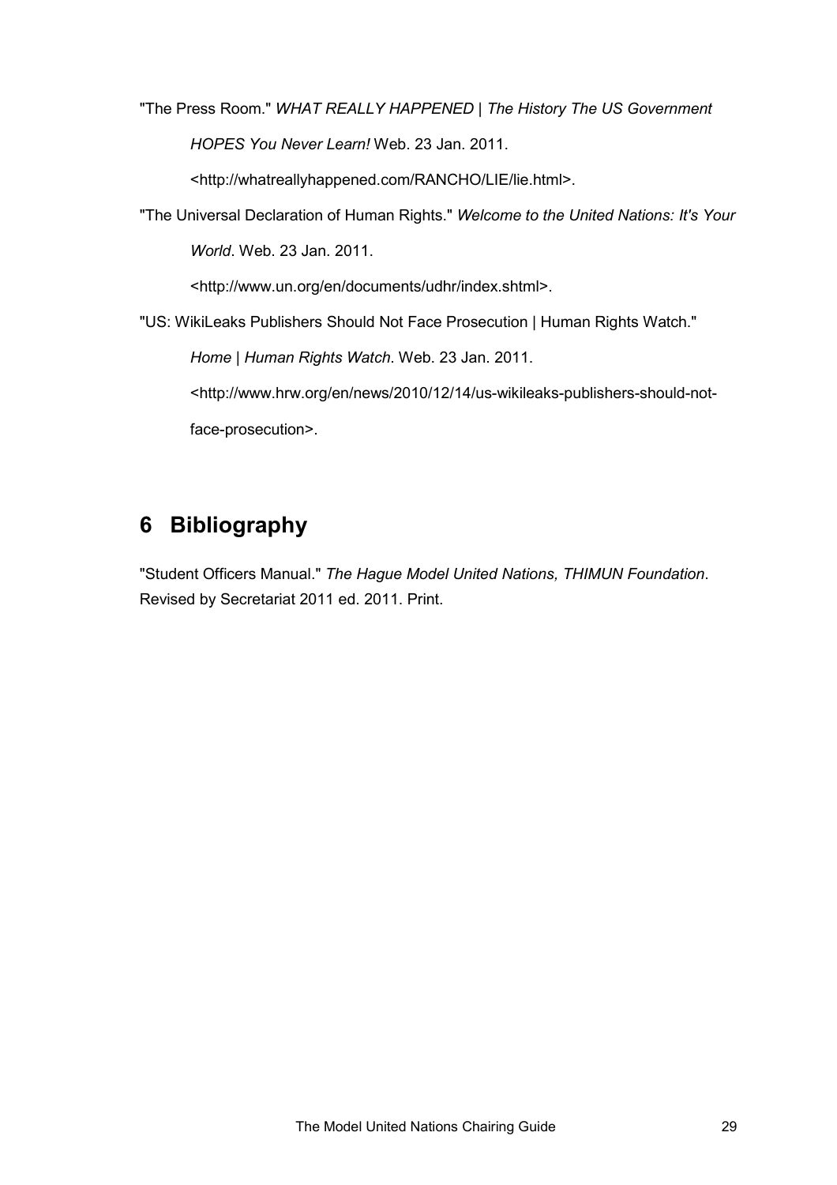"The Press Room." *WHAT REALLY HAPPENED | The History The US Government HOPES You Never Learn!* Web. 23 Jan. 2011. <http://whatreallyhappened.com/RANCHO/LIE/lie.html>.

"The Universal Declaration of Human Rights." *Welcome to the United Nations: It's Your World*. Web. 23 Jan. 2011. <http://www.un.org/en/documents/udhr/index.shtml>.

"US: WikiLeaks Publishers Should Not Face Prosecution | Human Rights Watch." *Home | Human Rights Watch*. Web. 23 Jan. 2011. <http://www.hrw.org/en/news/2010/12/14/us-wikileaks-publishers-should-not-face-prosecution>.

## 6 Bibliography

"Student Officers Manual." *The Hague Model United Nations, THIMUN Foundation*. Revised by Secretariat 2011 ed. 2011. Print.